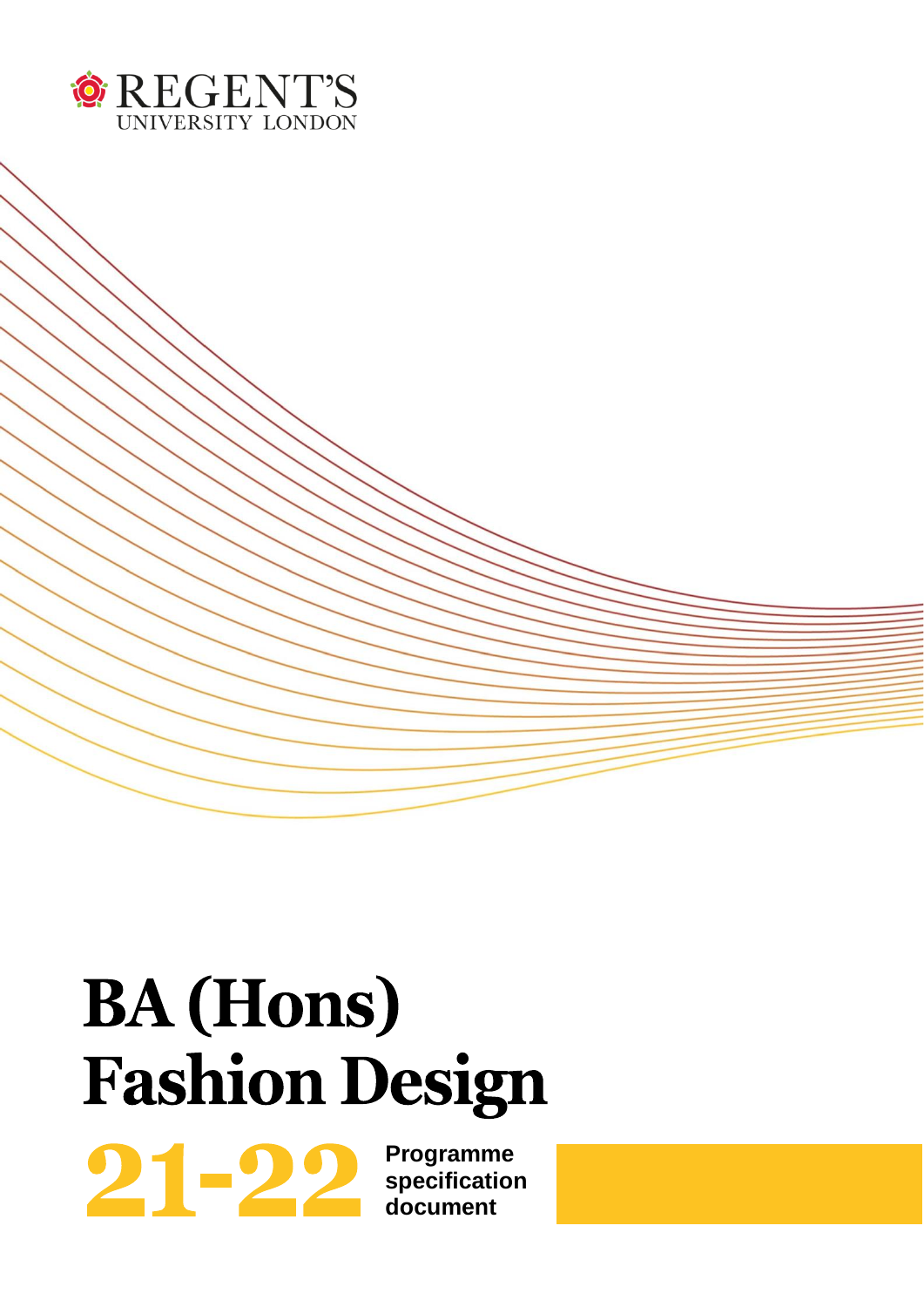REGENT'S
UNIVERSITY LONDON

# BA (Hons) Fashion Design

**21-22** **Programme specification document**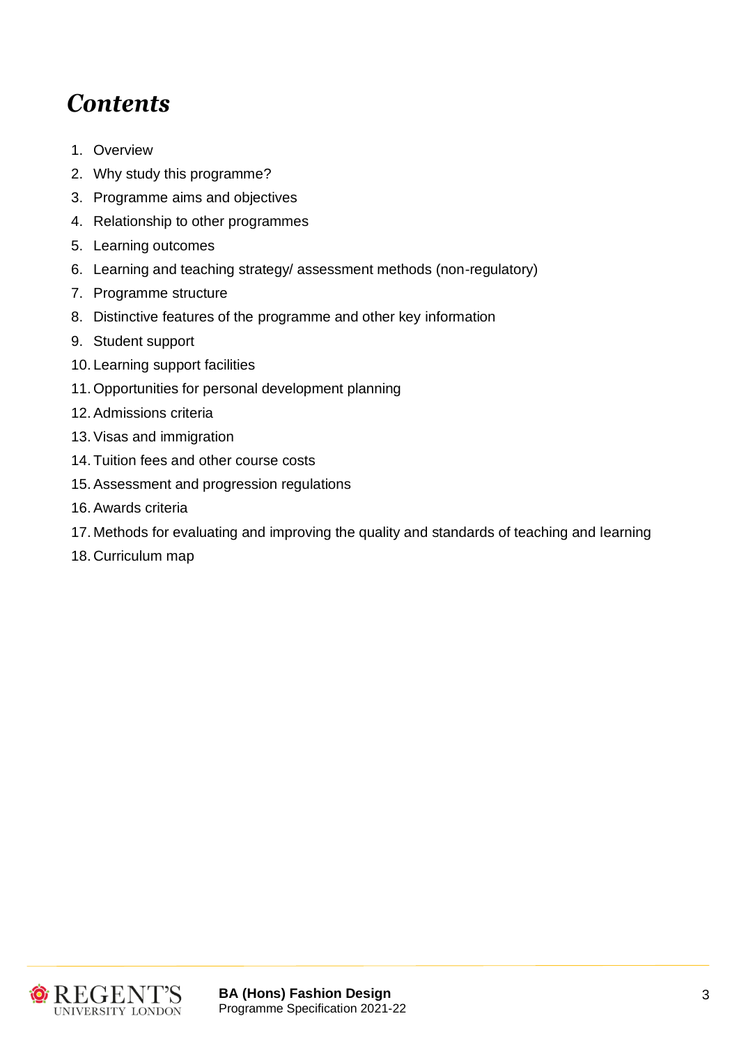# *Contents*

1. Overview
2. Why study this programme?
3. Programme aims and objectives
4. Relationship to other programmes
5. Learning outcomes
6. Learning and teaching strategy/ assessment methods (non-regulatory)
7. Programme structure
8. Distinctive features of the programme and other key information
9. Student support
10. Learning support facilities
11. Opportunities for personal development planning
12. Admissions criteria
13. Visas and immigration
14. Tuition fees and other course costs
15. Assessment and progression regulations
16. Awards criteria
17. Methods for evaluating and improving the quality and standards of teaching and learning
18. Curriculum map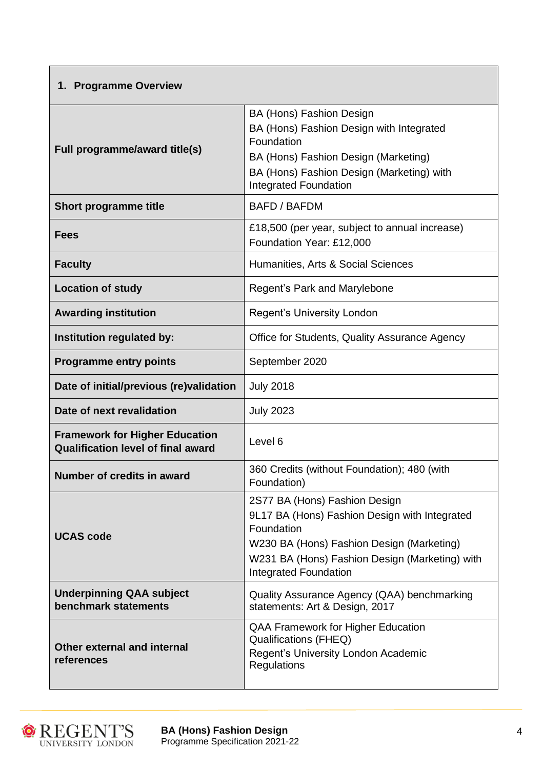| 1. Programme Overview | |
|---|---|
| **Full programme/award title(s)** | BA (Hons) Fashion Design<br>BA (Hons) Fashion Design with Integrated Foundation<br>BA (Hons) Fashion Design (Marketing)<br>BA (Hons) Fashion Design (Marketing) with Integrated Foundation |
| **Short programme title** | BAFD / BAFDM |
| **Fees** | £18,500 (per year, subject to annual increase)<br>Foundation Year: £12,000 |
| **Faculty** | Humanities, Arts & Social Sciences |
| **Location of study** | Regent's Park and Marylebone |
| **Awarding institution** | Regent's University London |
| **Institution regulated by:** | Office for Students, Quality Assurance Agency |
| **Programme entry points** | September 2020 |
| **Date of initial/previous (re)validation** | July 2018 |
| **Date of next revalidation** | July 2023 |
| **Framework for Higher Education Qualification level of final award** | Level 6 |
| **Number of credits in award** | 360 Credits (without Foundation); 480 (with Foundation) |
| **UCAS code** | 2S77 BA (Hons) Fashion Design<br>9L17 BA (Hons) Fashion Design with Integrated Foundation<br>W230 BA (Hons) Fashion Design (Marketing)<br>W231 BA (Hons) Fashion Design (Marketing) with Integrated Foundation |
| **Underpinning QAA subject benchmark statements** | Quality Assurance Agency (QAA) benchmarking statements: Art & Design, 2017 |
| **Other external and internal references** | QAA Framework for Higher Education Qualifications (FHEQ)<br>Regent's University London Academic Regulations |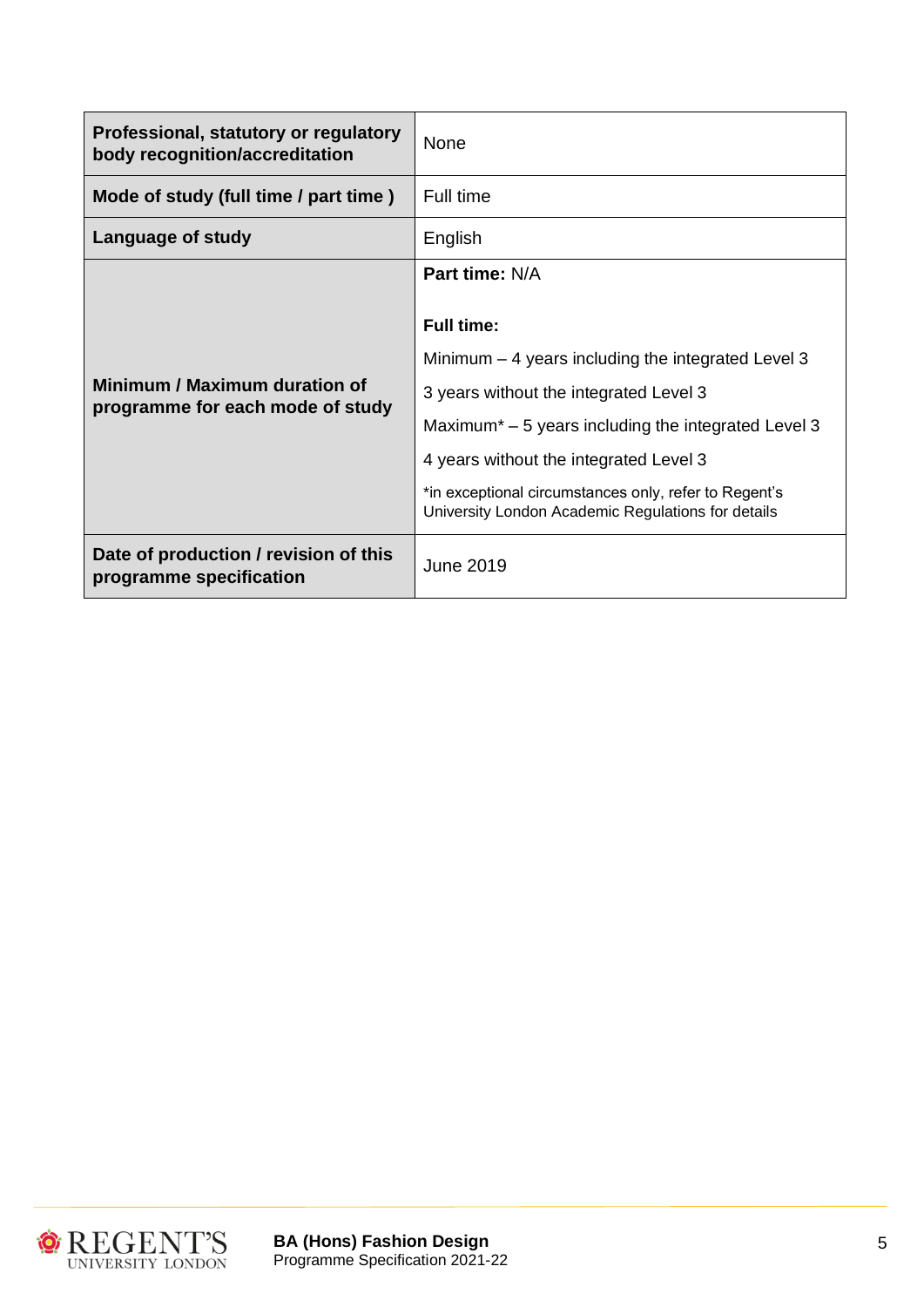| Professional, statutory or regulatory body recognition/accreditation | None |
|---|---|
| **Mode of study (full time / part time )** | Full time |
| **Language of study** | English |
| **Minimum / Maximum duration of programme for each mode of study** | **Part time:** N/A<br><br>**Full time:**<br>Minimum – 4 years including the integrated Level 3<br>3 years without the integrated Level 3<br>Maximum* – 5 years including the integrated Level 3<br>4 years without the integrated Level 3<br>*in exceptional circumstances only, refer to Regent's University London Academic Regulations for details |
| **Date of production / revision of this programme specification** | June 2019 |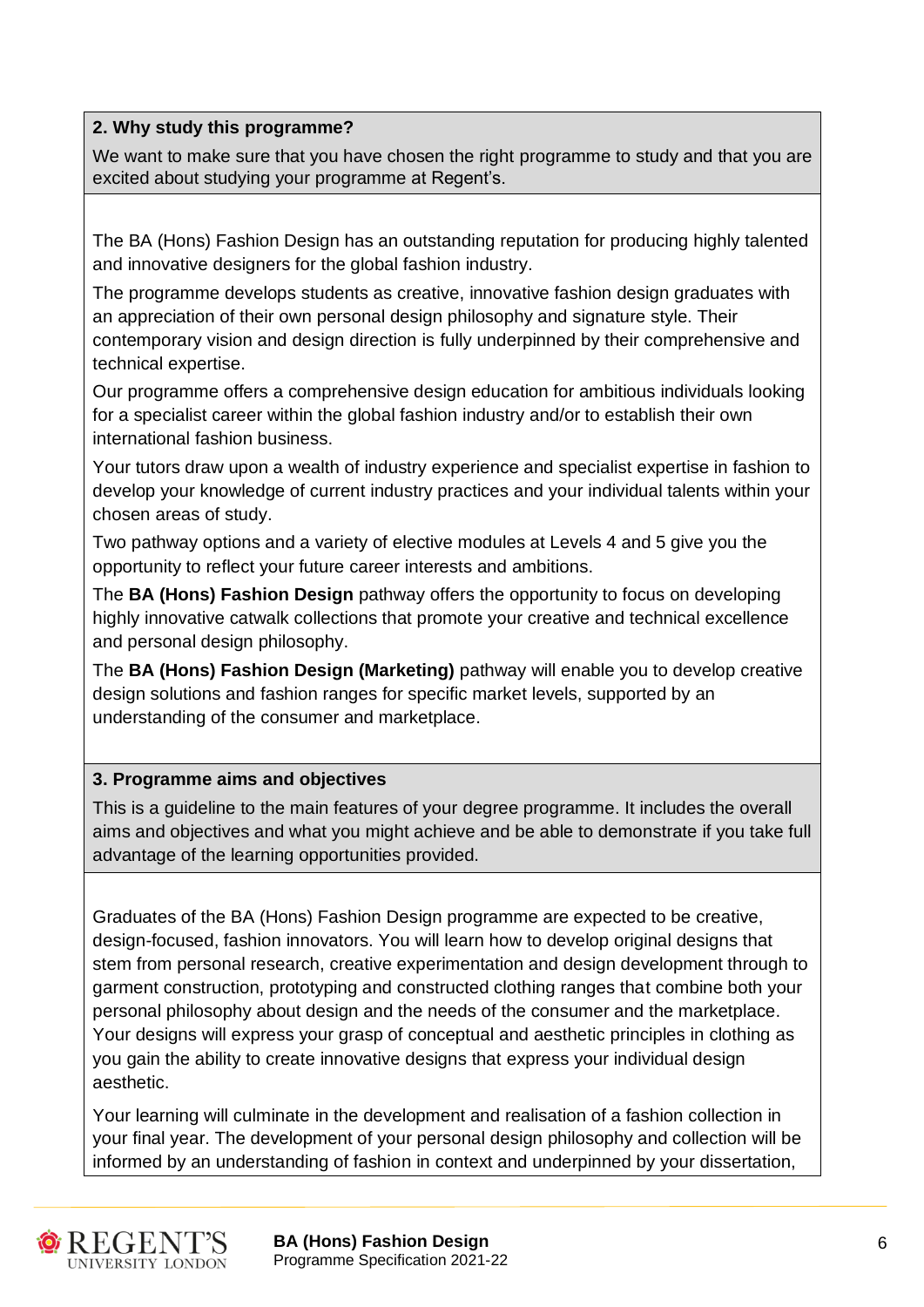## 2. Why study this programme?

We want to make sure that you have chosen the right programme to study and that you are excited about studying your programme at Regent's.

The BA (Hons) Fashion Design has an outstanding reputation for producing highly talented and innovative designers for the global fashion industry.

The programme develops students as creative, innovative fashion design graduates with an appreciation of their own personal design philosophy and signature style. Their contemporary vision and design direction is fully underpinned by their comprehensive and technical expertise.

Our programme offers a comprehensive design education for ambitious individuals looking for a specialist career within the global fashion industry and/or to establish their own international fashion business.

Your tutors draw upon a wealth of industry experience and specialist expertise in fashion to develop your knowledge of current industry practices and your individual talents within your chosen areas of study.

Two pathway options and a variety of elective modules at Levels 4 and 5 give you the opportunity to reflect your future career interests and ambitions.

The **BA (Hons) Fashion Design** pathway offers the opportunity to focus on developing highly innovative catwalk collections that promote your creative and technical excellence and personal design philosophy.

The **BA (Hons) Fashion Design (Marketing)** pathway will enable you to develop creative design solutions and fashion ranges for specific market levels, supported by an understanding of the consumer and marketplace.

## 3. Programme aims and objectives

This is a guideline to the main features of your degree programme. It includes the overall aims and objectives and what you might achieve and be able to demonstrate if you take full advantage of the learning opportunities provided.

Graduates of the BA (Hons) Fashion Design programme are expected to be creative, design-focused, fashion innovators. You will learn how to develop original designs that stem from personal research, creative experimentation and design development through to garment construction, prototyping and constructed clothing ranges that combine both your personal philosophy about design and the needs of the consumer and the marketplace. Your designs will express your grasp of conceptual and aesthetic principles in clothing as you gain the ability to create innovative designs that express your individual design aesthetic.

Your learning will culminate in the development and realisation of a fashion collection in your final year. The development of your personal design philosophy and collection will be informed by an understanding of fashion in context and underpinned by your dissertation,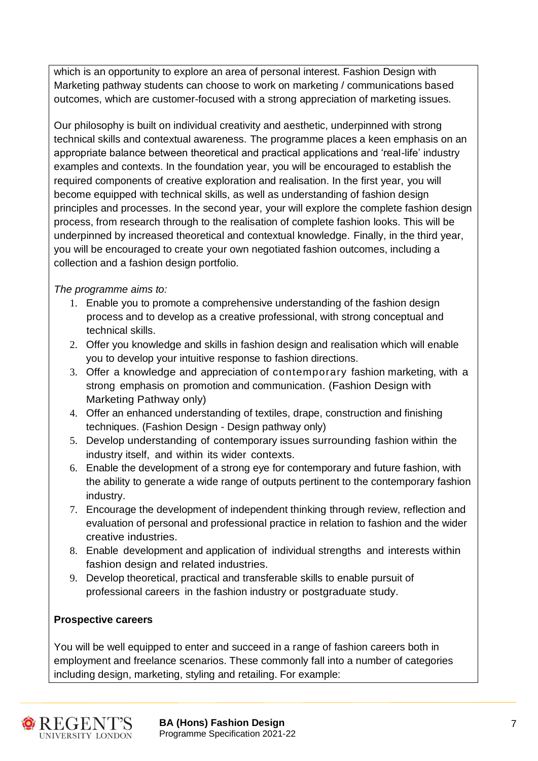which is an opportunity to explore an area of personal interest. Fashion Design with Marketing pathway students can choose to work on marketing / communications based outcomes, which are customer-focused with a strong appreciation of marketing issues.

Our philosophy is built on individual creativity and aesthetic, underpinned with strong technical skills and contextual awareness. The programme places a keen emphasis on an appropriate balance between theoretical and practical applications and 'real-life' industry examples and contexts. In the foundation year, you will be encouraged to establish the required components of creative exploration and realisation. In the first year, you will become equipped with technical skills, as well as understanding of fashion design principles and processes. In the second year, your will explore the complete fashion design process, from research through to the realisation of complete fashion looks. This will be underpinned by increased theoretical and contextual knowledge. Finally, in the third year, you will be encouraged to create your own negotiated fashion outcomes, including a collection and a fashion design portfolio.

*The programme aims to:*

1. Enable you to promote a comprehensive understanding of the fashion design process and to develop as a creative professional, with strong conceptual and technical skills.
2. Offer you knowledge and skills in fashion design and realisation which will enable you to develop your intuitive response to fashion directions.
3. Offer a knowledge and appreciation of contemporary fashion marketing, with a strong emphasis on promotion and communication. (Fashion Design with Marketing Pathway only)
4. Offer an enhanced understanding of textiles, drape, construction and finishing techniques. (Fashion Design - Design pathway only)
5. Develop understanding of contemporary issues surrounding fashion within the industry itself, and within its wider contexts.
6. Enable the development of a strong eye for contemporary and future fashion, with the ability to generate a wide range of outputs pertinent to the contemporary fashion industry.
7. Encourage the development of independent thinking through review, reflection and evaluation of personal and professional practice in relation to fashion and the wider creative industries.
8. Enable development and application of individual strengths and interests within fashion design and related industries.
9. Develop theoretical, practical and transferable skills to enable pursuit of professional careers in the fashion industry or postgraduate study.

**Prospective careers**

You will be well equipped to enter and succeed in a range of fashion careers both in employment and freelance scenarios. These commonly fall into a number of categories including design, marketing, styling and retailing. For example: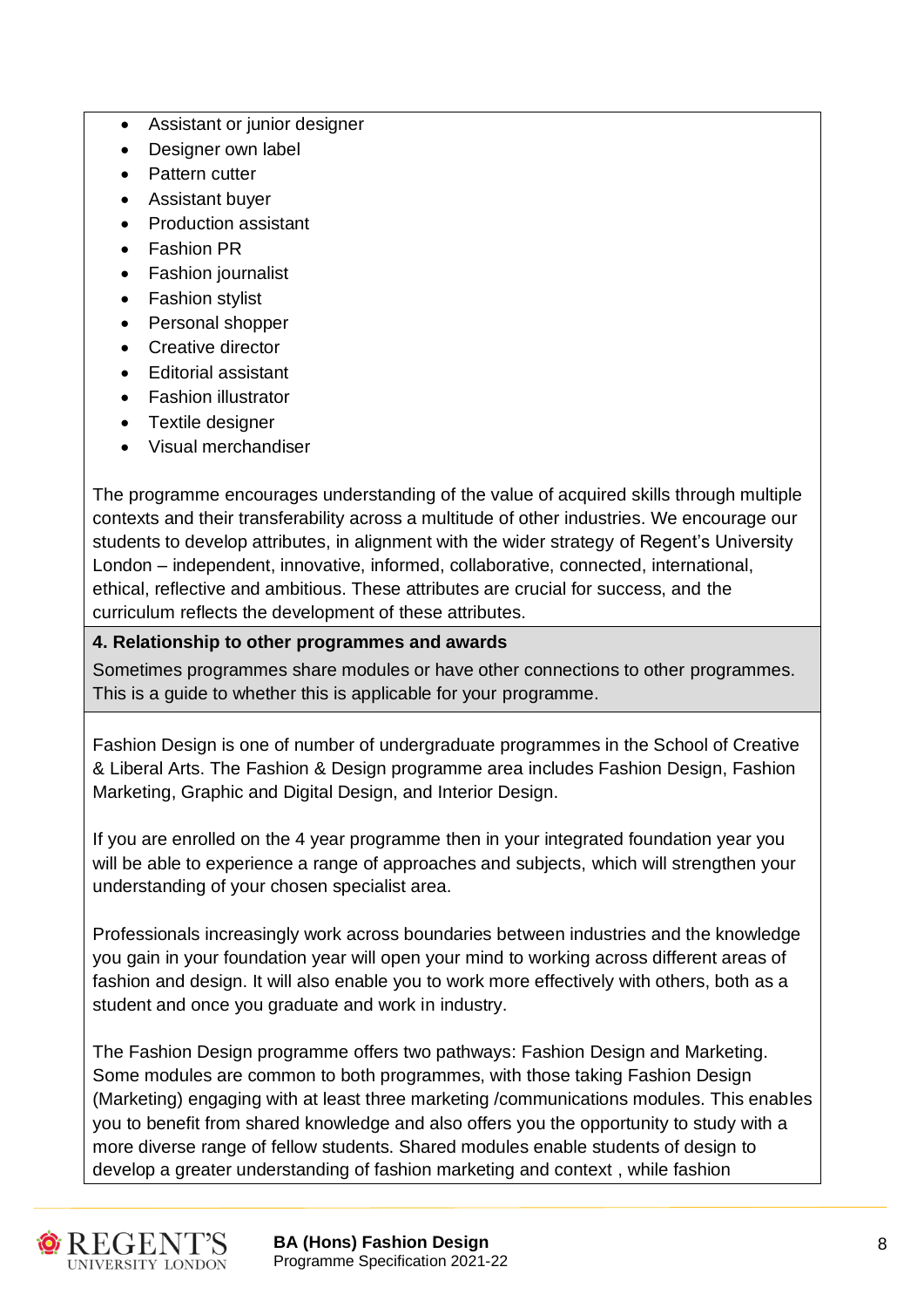- Assistant or junior designer
- Designer own label
- Pattern cutter
- Assistant buyer
- Production assistant
- Fashion PR
- Fashion journalist
- Fashion stylist
- Personal shopper
- Creative director
- Editorial assistant
- Fashion illustrator
- Textile designer
- Visual merchandiser

The programme encourages understanding of the value of acquired skills through multiple contexts and their transferability across a multitude of other industries. We encourage our students to develop attributes, in alignment with the wider strategy of Regent's University London – independent, innovative, informed, collaborative, connected, international, ethical, reflective and ambitious. These attributes are crucial for success, and the curriculum reflects the development of these attributes.

**4. Relationship to other programmes and awards**

Sometimes programmes share modules or have other connections to other programmes. This is a guide to whether this is applicable for your programme.

Fashion Design is one of number of undergraduate programmes in the School of Creative & Liberal Arts. The Fashion & Design programme area includes Fashion Design, Fashion Marketing, Graphic and Digital Design, and Interior Design.

If you are enrolled on the 4 year programme then in your integrated foundation year you will be able to experience a range of approaches and subjects, which will strengthen your understanding of your chosen specialist area.

Professionals increasingly work across boundaries between industries and the knowledge you gain in your foundation year will open your mind to working across different areas of fashion and design. It will also enable you to work more effectively with others, both as a student and once you graduate and work in industry.

The Fashion Design programme offers two pathways: Fashion Design and Marketing. Some modules are common to both programmes, with those taking Fashion Design (Marketing) engaging with at least three marketing /communications modules. This enables you to benefit from shared knowledge and also offers you the opportunity to study with a more diverse range of fellow students. Shared modules enable students of design to develop a greater understanding of fashion marketing and context , while fashion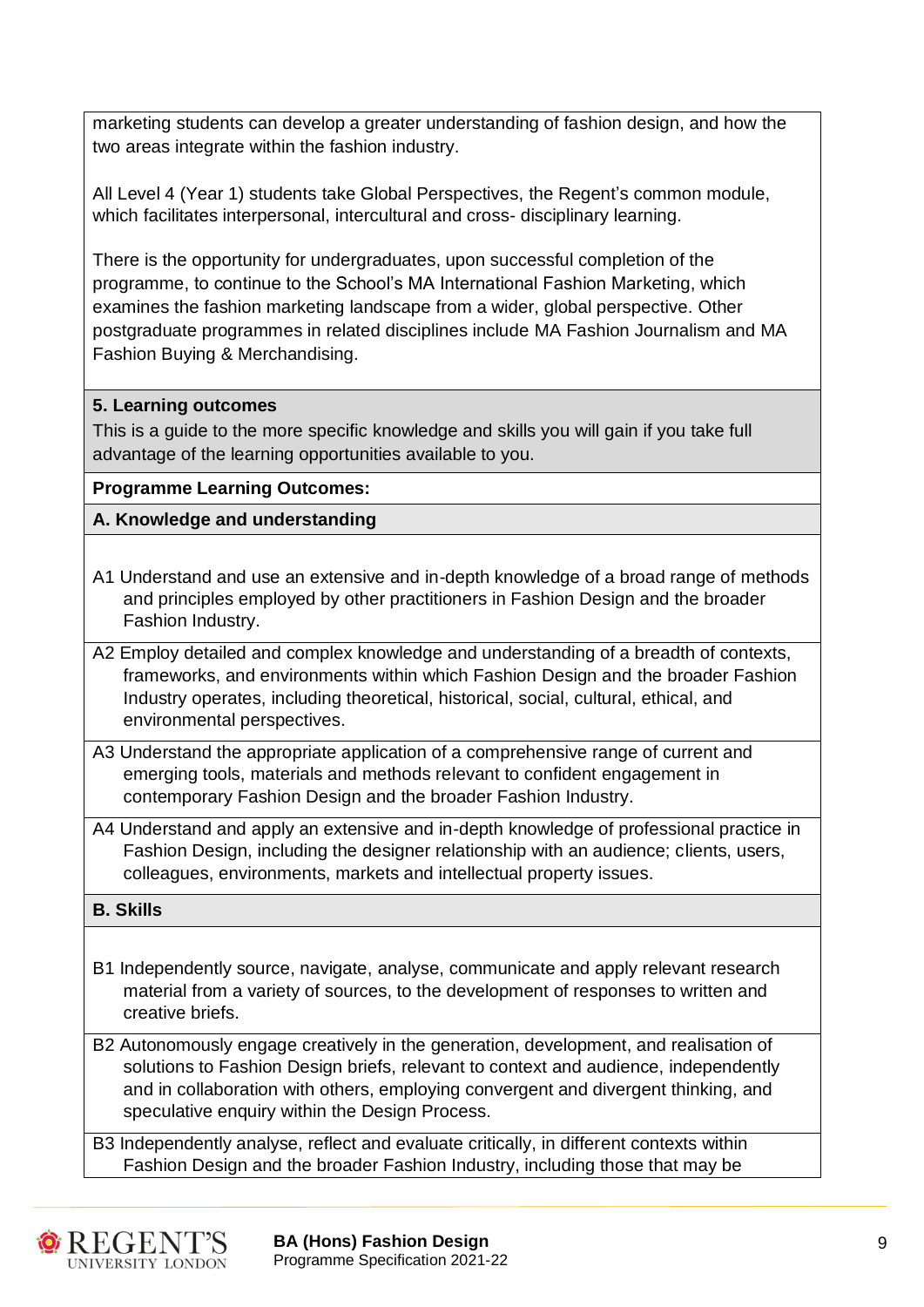marketing students can develop a greater understanding of fashion design, and how the two areas integrate within the fashion industry.

All Level 4 (Year 1) students take Global Perspectives, the Regent's common module, which facilitates interpersonal, intercultural and cross- disciplinary learning.

There is the opportunity for undergraduates, upon successful completion of the programme, to continue to the School's MA International Fashion Marketing, which examines the fashion marketing landscape from a wider, global perspective. Other postgraduate programmes in related disciplines include MA Fashion Journalism and MA Fashion Buying & Merchandising.

## 5. Learning outcomes

This is a guide to the more specific knowledge and skills you will gain if you take full advantage of the learning opportunities available to you.

**Programme Learning Outcomes:**

### A. Knowledge and understanding

A1 Understand and use an extensive and in-depth knowledge of a broad range of methods and principles employed by other practitioners in Fashion Design and the broader Fashion Industry.

A2 Employ detailed and complex knowledge and understanding of a breadth of contexts, frameworks, and environments within which Fashion Design and the broader Fashion Industry operates, including theoretical, historical, social, cultural, ethical, and environmental perspectives.

A3 Understand the appropriate application of a comprehensive range of current and emerging tools, materials and methods relevant to confident engagement in contemporary Fashion Design and the broader Fashion Industry.

A4 Understand and apply an extensive and in-depth knowledge of professional practice in Fashion Design, including the designer relationship with an audience; clients, users, colleagues, environments, markets and intellectual property issues.

### B. Skills

B1 Independently source, navigate, analyse, communicate and apply relevant research material from a variety of sources, to the development of responses to written and creative briefs.

B2 Autonomously engage creatively in the generation, development, and realisation of solutions to Fashion Design briefs, relevant to context and audience, independently and in collaboration with others, employing convergent and divergent thinking, and speculative enquiry within the Design Process.

B3 Independently analyse, reflect and evaluate critically, in different contexts within Fashion Design and the broader Fashion Industry, including those that may be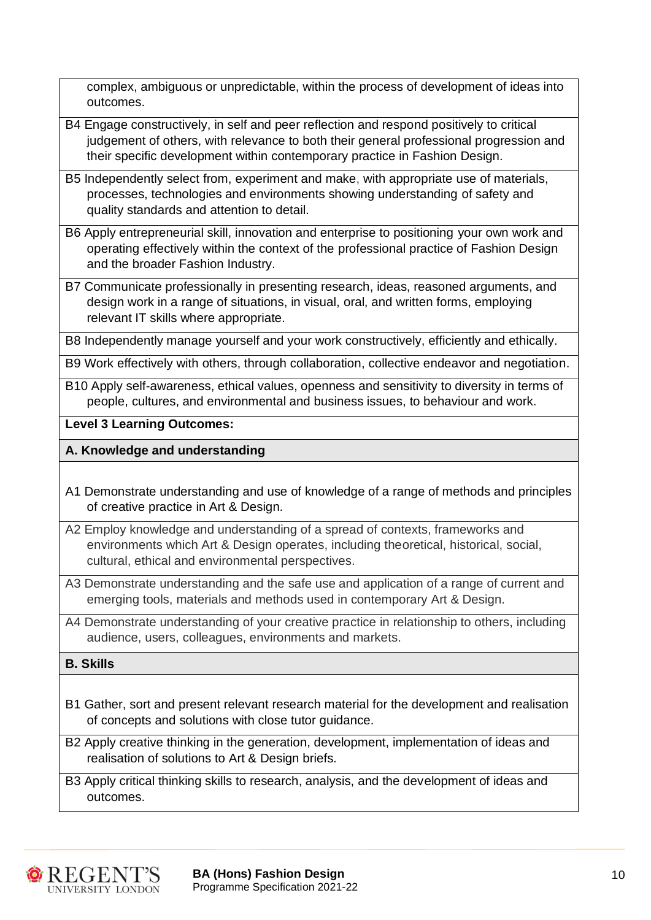complex, ambiguous or unpredictable, within the process of development of ideas into outcomes.

B4 Engage constructively, in self and peer reflection and respond positively to critical judgement of others, with relevance to both their general professional progression and their specific development within contemporary practice in Fashion Design.

B5 Independently select from, experiment and make, with appropriate use of materials, processes, technologies and environments showing understanding of safety and quality standards and attention to detail.

B6 Apply entrepreneurial skill, innovation and enterprise to positioning your own work and operating effectively within the context of the professional practice of Fashion Design and the broader Fashion Industry.

B7 Communicate professionally in presenting research, ideas, reasoned arguments, and design work in a range of situations, in visual, oral, and written forms, employing relevant IT skills where appropriate.

B8 Independently manage yourself and your work constructively, efficiently and ethically.

B9 Work effectively with others, through collaboration, collective endeavor and negotiation.

B10 Apply self-awareness, ethical values, openness and sensitivity to diversity in terms of people, cultures, and environmental and business issues, to behaviour and work.

**Level 3 Learning Outcomes:**

**A. Knowledge and understanding**

A1 Demonstrate understanding and use of knowledge of a range of methods and principles of creative practice in Art & Design.

A2 Employ knowledge and understanding of a spread of contexts, frameworks and environments which Art & Design operates, including theoretical, historical, social, cultural, ethical and environmental perspectives.

A3 Demonstrate understanding and the safe use and application of a range of current and emerging tools, materials and methods used in contemporary Art & Design.

A4 Demonstrate understanding of your creative practice in relationship to others, including audience, users, colleagues, environments and markets.

**B. Skills**

B1 Gather, sort and present relevant research material for the development and realisation of concepts and solutions with close tutor guidance.

B2 Apply creative thinking in the generation, development, implementation of ideas and realisation of solutions to Art & Design briefs.

B3 Apply critical thinking skills to research, analysis, and the development of ideas and outcomes.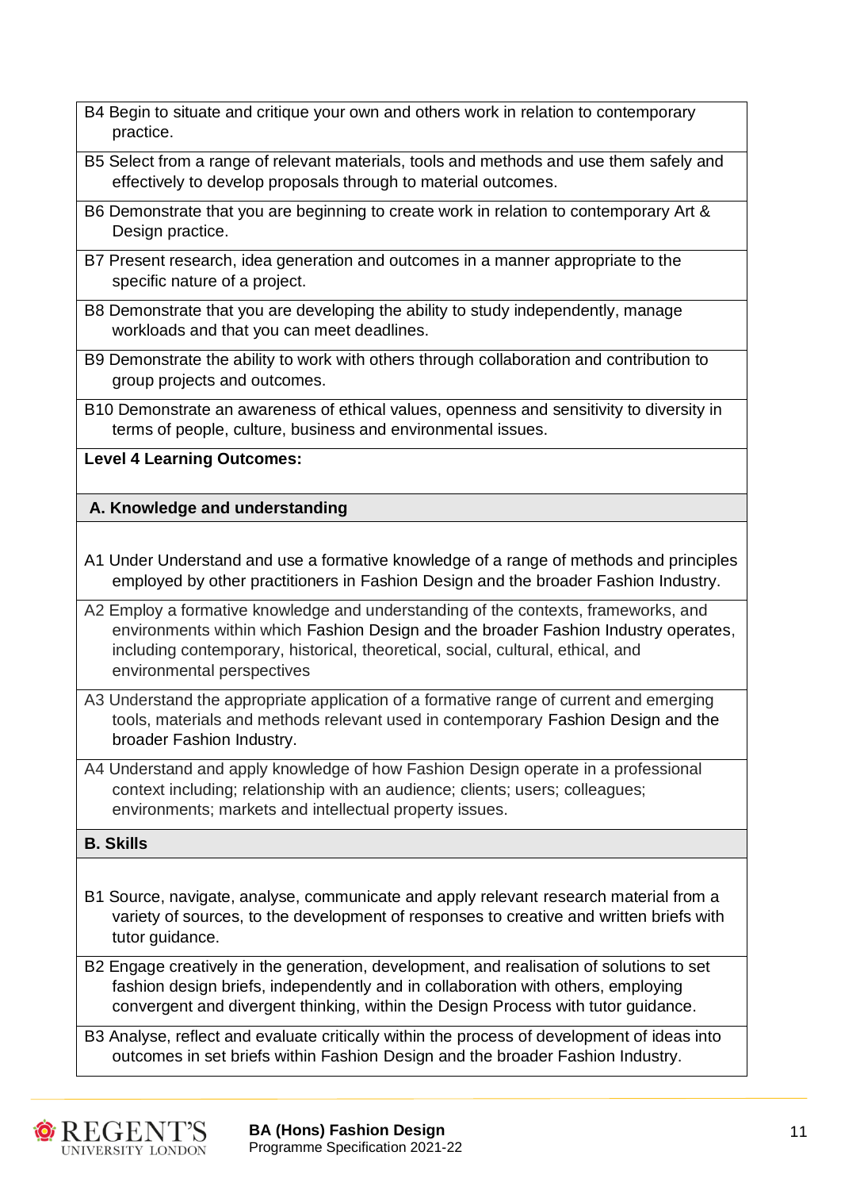| |
|---|
| B4 Begin to situate and critique your own and others work in relation to contemporary practice. |
| B5 Select from a range of relevant materials, tools and methods and use them safely and effectively to develop proposals through to material outcomes. |
| B6 Demonstrate that you are beginning to create work in relation to contemporary Art & Design practice. |
| B7 Present research, idea generation and outcomes in a manner appropriate to the specific nature of a project. |
| B8 Demonstrate that you are developing the ability to study independently, manage workloads and that you can meet deadlines. |
| B9 Demonstrate the ability to work with others through collaboration and contribution to group projects and outcomes. |
| B10 Demonstrate an awareness of ethical values, openness and sensitivity to diversity in terms of people, culture, business and environmental issues. |
| **Level 4 Learning Outcomes:** |
| **A. Knowledge and understanding** |
| A1 Under Understand and use a formative knowledge of a range of methods and principles employed by other practitioners in Fashion Design and the broader Fashion Industry. |
| A2 Employ a formative knowledge and understanding of the contexts, frameworks, and environments within which Fashion Design and the broader Fashion Industry operates, including contemporary, historical, theoretical, social, cultural, ethical, and environmental perspectives |
| A3 Understand the appropriate application of a formative range of current and emerging tools, materials and methods relevant used in contemporary Fashion Design and the broader Fashion Industry. |
| A4 Understand and apply knowledge of how Fashion Design operate in a professional context including; relationship with an audience; clients; users; colleagues; environments; markets and intellectual property issues. |
| **B. Skills** |
| B1 Source, navigate, analyse, communicate and apply relevant research material from a variety of sources, to the development of responses to creative and written briefs with tutor guidance. |
| B2 Engage creatively in the generation, development, and realisation of solutions to set fashion design briefs, independently and in collaboration with others, employing convergent and divergent thinking, within the Design Process with tutor guidance. |
| B3 Analyse, reflect and evaluate critically within the process of development of ideas into outcomes in set briefs within Fashion Design and the broader Fashion Industry. |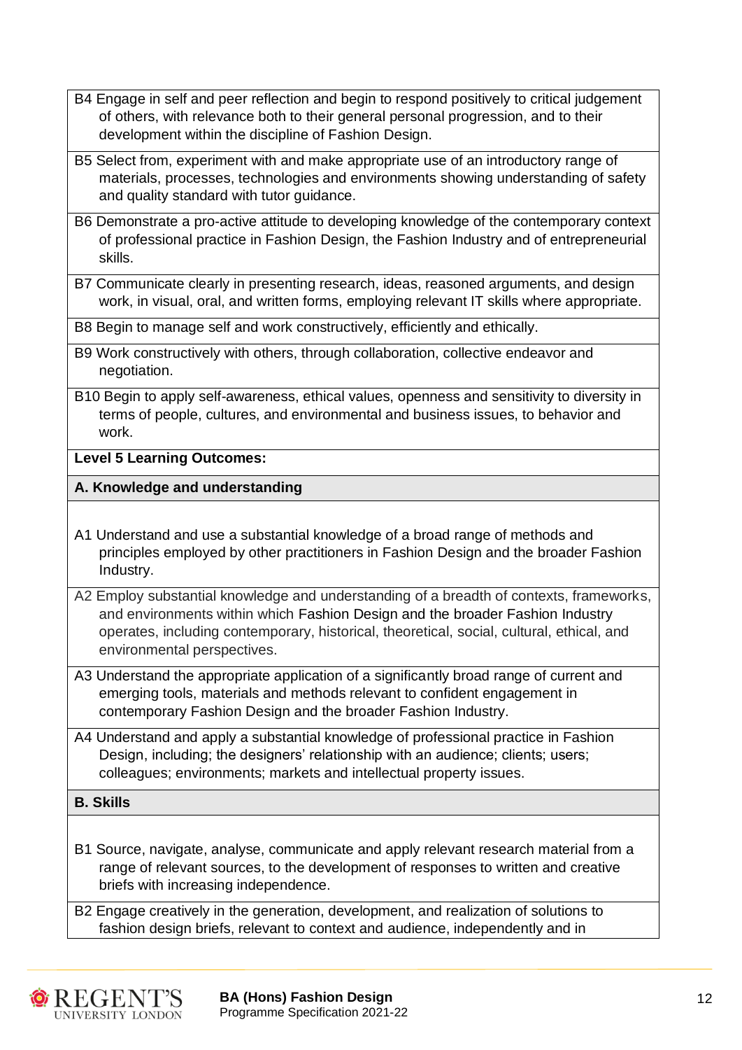| |
|---|
| B4 Engage in self and peer reflection and begin to respond positively to critical judgement of others, with relevance both to their general personal progression, and to their development within the discipline of Fashion Design. |
| B5 Select from, experiment with and make appropriate use of an introductory range of materials, processes, technologies and environments showing understanding of safety and quality standard with tutor guidance. |
| B6 Demonstrate a pro-active attitude to developing knowledge of the contemporary context of professional practice in Fashion Design, the Fashion Industry and of entrepreneurial skills. |
| B7 Communicate clearly in presenting research, ideas, reasoned arguments, and design work, in visual, oral, and written forms, employing relevant IT skills where appropriate. |
| B8 Begin to manage self and work constructively, efficiently and ethically. |
| B9 Work constructively with others, through collaboration, collective endeavor and negotiation. |
| B10 Begin to apply self-awareness, ethical values, openness and sensitivity to diversity in terms of people, cultures, and environmental and business issues, to behavior and work. |
| **Level 5 Learning Outcomes:** |
| **A. Knowledge and understanding** |
| A1 Understand and use a substantial knowledge of a broad range of methods and principles employed by other practitioners in Fashion Design and the broader Fashion Industry. |
| A2 Employ substantial knowledge and understanding of a breadth of contexts, frameworks, and environments within which Fashion Design and the broader Fashion Industry operates, including contemporary, historical, theoretical, social, cultural, ethical, and environmental perspectives. |
| A3 Understand the appropriate application of a significantly broad range of current and emerging tools, materials and methods relevant to confident engagement in contemporary Fashion Design and the broader Fashion Industry. |
| A4 Understand and apply a substantial knowledge of professional practice in Fashion Design, including; the designers' relationship with an audience; clients; users; colleagues; environments; markets and intellectual property issues. |
| **B. Skills** |
| B1 Source, navigate, analyse, communicate and apply relevant research material from a range of relevant sources, to the development of responses to written and creative briefs with increasing independence. |
| B2 Engage creatively in the generation, development, and realization of solutions to fashion design briefs, relevant to context and audience, independently and in |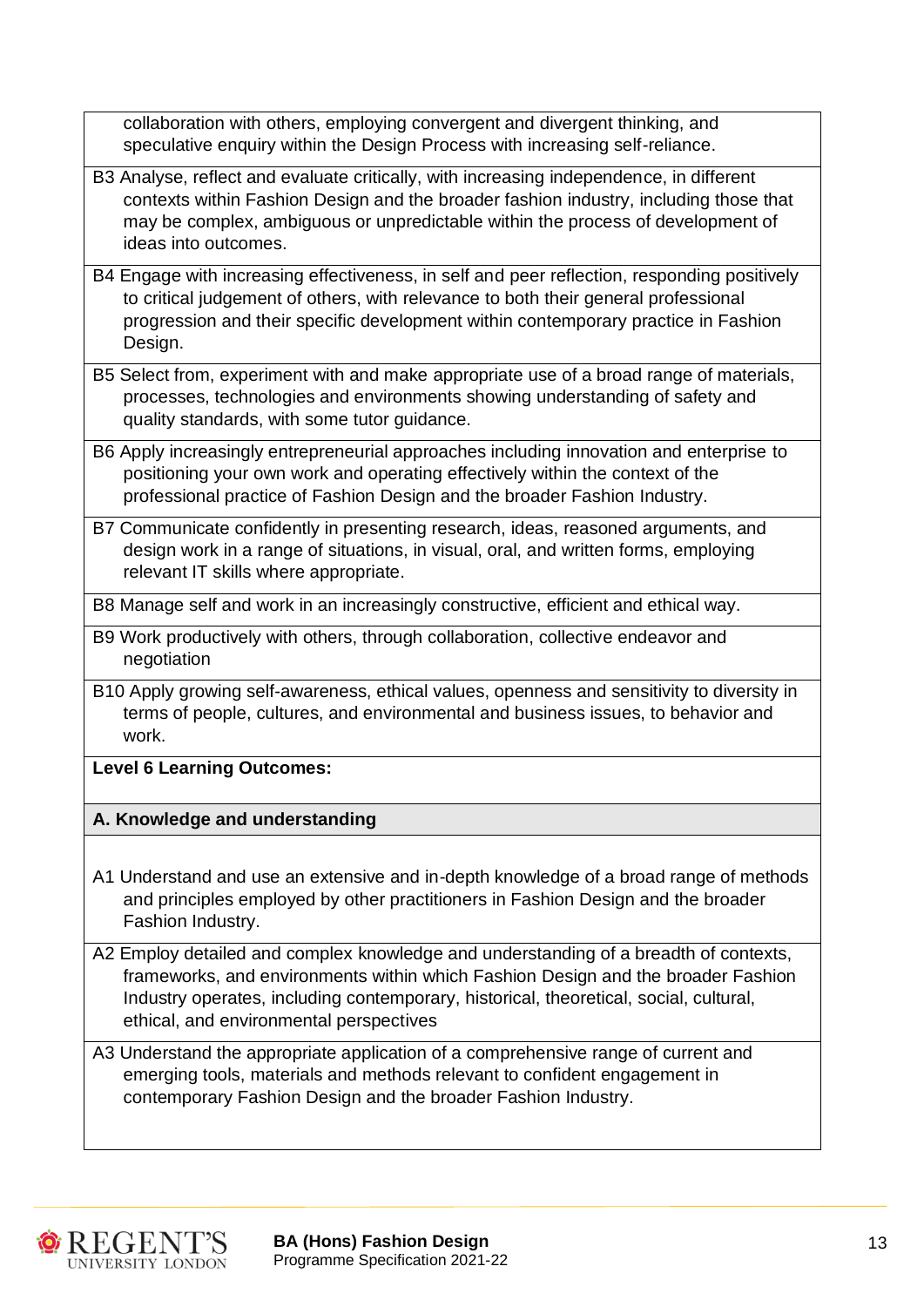collaboration with others, employing convergent and divergent thinking, and speculative enquiry within the Design Process with increasing self-reliance.

B3 Analyse, reflect and evaluate critically, with increasing independence, in different contexts within Fashion Design and the broader fashion industry, including those that may be complex, ambiguous or unpredictable within the process of development of ideas into outcomes.

B4 Engage with increasing effectiveness, in self and peer reflection, responding positively to critical judgement of others, with relevance to both their general professional progression and their specific development within contemporary practice in Fashion Design.

B5 Select from, experiment with and make appropriate use of a broad range of materials, processes, technologies and environments showing understanding of safety and quality standards, with some tutor guidance.

B6 Apply increasingly entrepreneurial approaches including innovation and enterprise to positioning your own work and operating effectively within the context of the professional practice of Fashion Design and the broader Fashion Industry.

B7 Communicate confidently in presenting research, ideas, reasoned arguments, and design work in a range of situations, in visual, oral, and written forms, employing relevant IT skills where appropriate.

B8 Manage self and work in an increasingly constructive, efficient and ethical way.

B9 Work productively with others, through collaboration, collective endeavor and negotiation

B10 Apply growing self-awareness, ethical values, openness and sensitivity to diversity in terms of people, cultures, and environmental and business issues, to behavior and work.

**Level 6 Learning Outcomes:**

**A. Knowledge and understanding**

A1 Understand and use an extensive and in-depth knowledge of a broad range of methods and principles employed by other practitioners in Fashion Design and the broader Fashion Industry.

A2 Employ detailed and complex knowledge and understanding of a breadth of contexts, frameworks, and environments within which Fashion Design and the broader Fashion Industry operates, including contemporary, historical, theoretical, social, cultural, ethical, and environmental perspectives

A3 Understand the appropriate application of a comprehensive range of current and emerging tools, materials and methods relevant to confident engagement in contemporary Fashion Design and the broader Fashion Industry.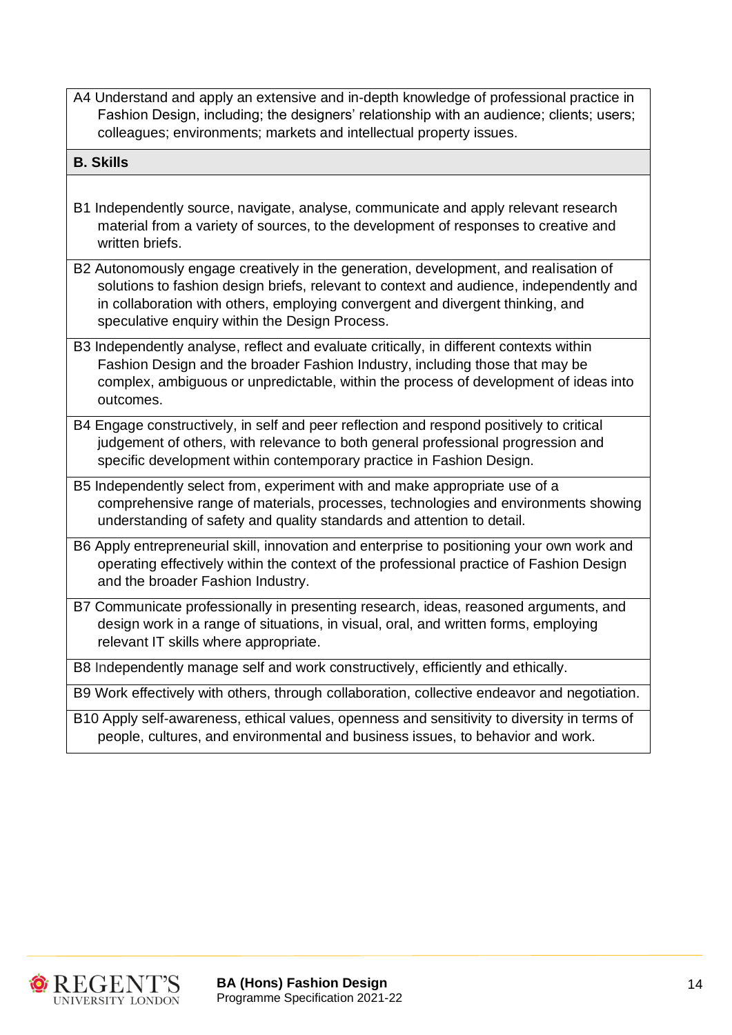| A4 Understand and apply an extensive and in-depth knowledge of professional practice in Fashion Design, including; the designers' relationship with an audience; clients; users; colleagues; environments; markets and intellectual property issues. |
|---|
| **B. Skills** |
| B1 Independently source, navigate, analyse, communicate and apply relevant research material from a variety of sources, to the development of responses to creative and written briefs. |
| B2 Autonomously engage creatively in the generation, development, and realisation of solutions to fashion design briefs, relevant to context and audience, independently and in collaboration with others, employing convergent and divergent thinking, and speculative enquiry within the Design Process. |
| B3 Independently analyse, reflect and evaluate critically, in different contexts within Fashion Design and the broader Fashion Industry, including those that may be complex, ambiguous or unpredictable, within the process of development of ideas into outcomes. |
| B4 Engage constructively, in self and peer reflection and respond positively to critical judgement of others, with relevance to both general professional progression and specific development within contemporary practice in Fashion Design. |
| B5 Independently select from, experiment with and make appropriate use of a comprehensive range of materials, processes, technologies and environments showing understanding of safety and quality standards and attention to detail. |
| B6 Apply entrepreneurial skill, innovation and enterprise to positioning your own work and operating effectively within the context of the professional practice of Fashion Design and the broader Fashion Industry. |
| B7 Communicate professionally in presenting research, ideas, reasoned arguments, and design work in a range of situations, in visual, oral, and written forms, employing relevant IT skills where appropriate. |
| B8 Independently manage self and work constructively, efficiently and ethically. |
| B9 Work effectively with others, through collaboration, collective endeavor and negotiation. |
| B10 Apply self-awareness, ethical values, openness and sensitivity to diversity in terms of people, cultures, and environmental and business issues, to behavior and work. |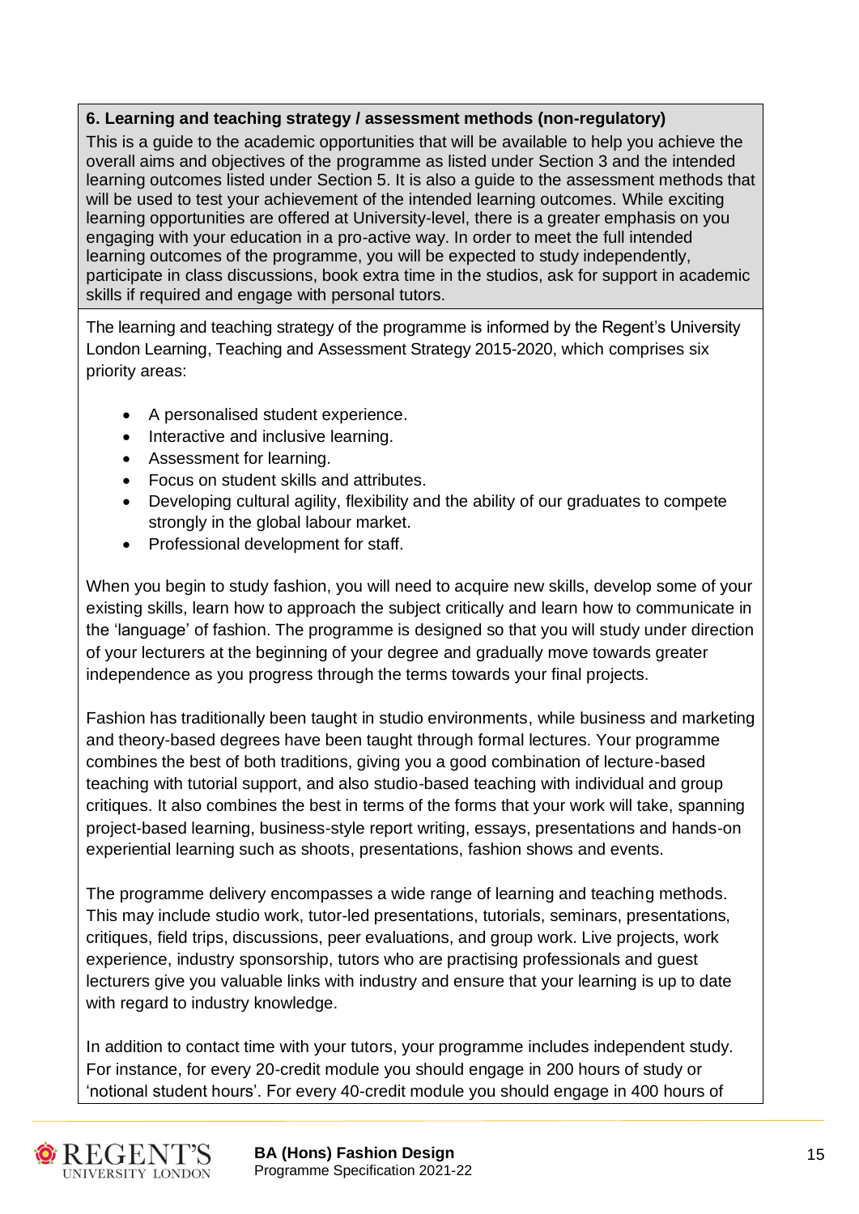**6. Learning and teaching strategy / assessment methods (non-regulatory)**

This is a guide to the academic opportunities that will be available to help you achieve the overall aims and objectives of the programme as listed under Section 3 and the intended learning outcomes listed under Section 5. It is also a guide to the assessment methods that will be used to test your achievement of the intended learning outcomes. While exciting learning opportunities are offered at University-level, there is a greater emphasis on you engaging with your education in a pro-active way. In order to meet the full intended learning outcomes of the programme, you will be expected to study independently, participate in class discussions, book extra time in the studios, ask for support in academic skills if required and engage with personal tutors.

The learning and teaching strategy of the programme is informed by the Regent's University London Learning, Teaching and Assessment Strategy 2015-2020, which comprises six priority areas:

- A personalised student experience.
- Interactive and inclusive learning.
- Assessment for learning.
- Focus on student skills and attributes.
- Developing cultural agility, flexibility and the ability of our graduates to compete strongly in the global labour market.
- Professional development for staff.

When you begin to study fashion, you will need to acquire new skills, develop some of your existing skills, learn how to approach the subject critically and learn how to communicate in the 'language' of fashion. The programme is designed so that you will study under direction of your lecturers at the beginning of your degree and gradually move towards greater independence as you progress through the terms towards your final projects.

Fashion has traditionally been taught in studio environments, while business and marketing and theory-based degrees have been taught through formal lectures. Your programme combines the best of both traditions, giving you a good combination of lecture-based teaching with tutorial support, and also studio-based teaching with individual and group critiques. It also combines the best in terms of the forms that your work will take, spanning project-based learning, business-style report writing, essays, presentations and hands-on experiential learning such as shoots, presentations, fashion shows and events.

The programme delivery encompasses a wide range of learning and teaching methods. This may include studio work, tutor-led presentations, tutorials, seminars, presentations, critiques, field trips, discussions, peer evaluations, and group work. Live projects, work experience, industry sponsorship, tutors who are practising professionals and guest lecturers give you valuable links with industry and ensure that your learning is up to date with regard to industry knowledge.

In addition to contact time with your tutors, your programme includes independent study. For instance, for every 20-credit module you should engage in 200 hours of study or 'notional student hours'. For every 40-credit module you should engage in 400 hours of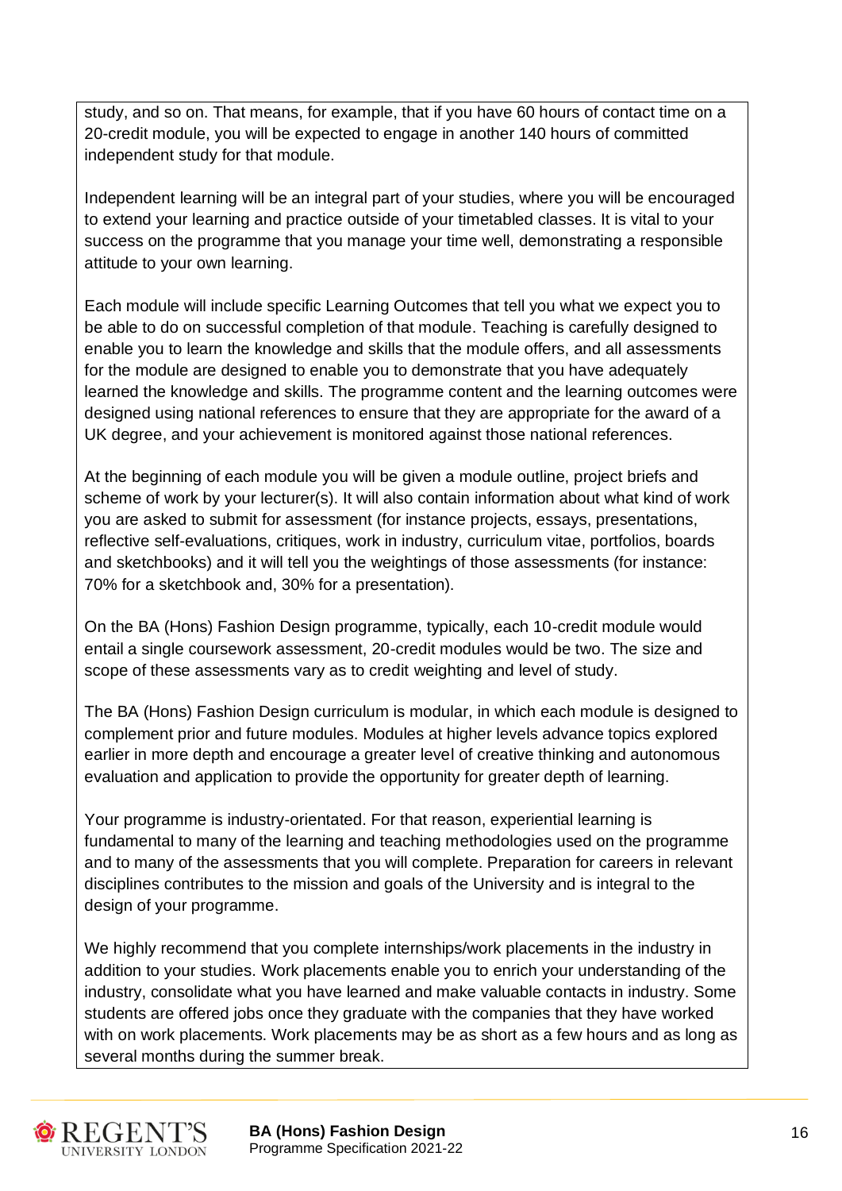study, and so on. That means, for example, that if you have 60 hours of contact time on a 20-credit module, you will be expected to engage in another 140 hours of committed independent study for that module.

Independent learning will be an integral part of your studies, where you will be encouraged to extend your learning and practice outside of your timetabled classes. It is vital to your success on the programme that you manage your time well, demonstrating a responsible attitude to your own learning.

Each module will include specific Learning Outcomes that tell you what we expect you to be able to do on successful completion of that module. Teaching is carefully designed to enable you to learn the knowledge and skills that the module offers, and all assessments for the module are designed to enable you to demonstrate that you have adequately learned the knowledge and skills. The programme content and the learning outcomes were designed using national references to ensure that they are appropriate for the award of a UK degree, and your achievement is monitored against those national references.

At the beginning of each module you will be given a module outline, project briefs and scheme of work by your lecturer(s). It will also contain information about what kind of work you are asked to submit for assessment (for instance projects, essays, presentations, reflective self-evaluations, critiques, work in industry, curriculum vitae, portfolios, boards and sketchbooks) and it will tell you the weightings of those assessments (for instance: 70% for a sketchbook and, 30% for a presentation).

On the BA (Hons) Fashion Design programme, typically, each 10-credit module would entail a single coursework assessment, 20-credit modules would be two. The size and scope of these assessments vary as to credit weighting and level of study.

The BA (Hons) Fashion Design curriculum is modular, in which each module is designed to complement prior and future modules. Modules at higher levels advance topics explored earlier in more depth and encourage a greater level of creative thinking and autonomous evaluation and application to provide the opportunity for greater depth of learning.

Your programme is industry-orientated. For that reason, experiential learning is fundamental to many of the learning and teaching methodologies used on the programme and to many of the assessments that you will complete. Preparation for careers in relevant disciplines contributes to the mission and goals of the University and is integral to the design of your programme.

We highly recommend that you complete internships/work placements in the industry in addition to your studies. Work placements enable you to enrich your understanding of the industry, consolidate what you have learned and make valuable contacts in industry. Some students are offered jobs once they graduate with the companies that they have worked with on work placements. Work placements may be as short as a few hours and as long as several months during the summer break.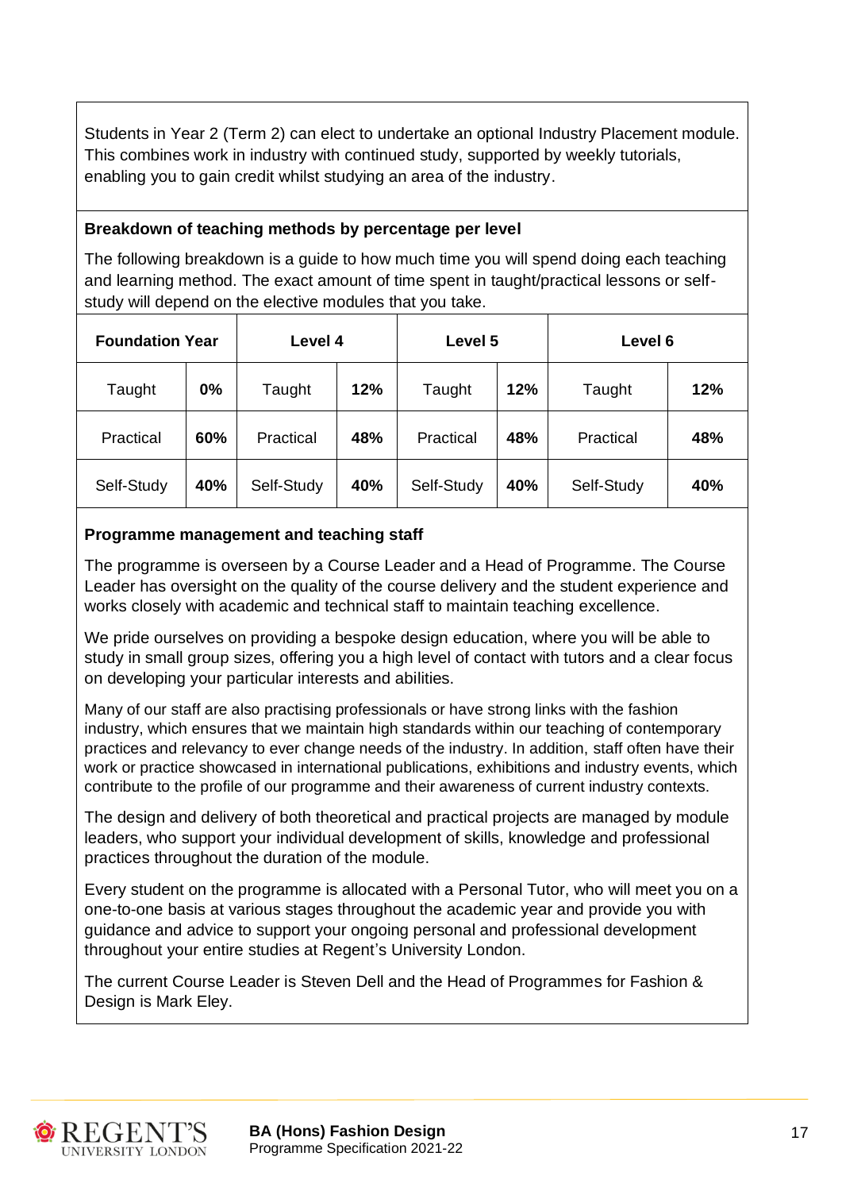Students in Year 2 (Term 2) can elect to undertake an optional Industry Placement module. This combines work in industry with continued study, supported by weekly tutorials, enabling you to gain credit whilst studying an area of the industry.

**Breakdown of teaching methods by percentage per level**

The following breakdown is a guide to how much time you will spend doing each teaching and learning method. The exact amount of time spent in taught/practical lessons or self-study will depend on the elective modules that you take.

| Foundation Year | | Level 4 | | Level 5 | | Level 6 | |
|---|---|---|---|---|---|---|---|
| Taught | **0%** | Taught | **12%** | Taught | **12%** | Taught | **12%** |
| Practical | **60%** | Practical | **48%** | Practical | **48%** | Practical | **48%** |
| Self-Study | **40%** | Self-Study | **40%** | Self-Study | **40%** | Self-Study | **40%** |

**Programme management and teaching staff**

The programme is overseen by a Course Leader and a Head of Programme. The Course Leader has oversight on the quality of the course delivery and the student experience and works closely with academic and technical staff to maintain teaching excellence.

We pride ourselves on providing a bespoke design education, where you will be able to study in small group sizes, offering you a high level of contact with tutors and a clear focus on developing your particular interests and abilities.

Many of our staff are also practising professionals or have strong links with the fashion industry, which ensures that we maintain high standards within our teaching of contemporary practices and relevancy to ever change needs of the industry. In addition, staff often have their work or practice showcased in international publications, exhibitions and industry events, which contribute to the profile of our programme and their awareness of current industry contexts.

The design and delivery of both theoretical and practical projects are managed by module leaders, who support your individual development of skills, knowledge and professional practices throughout the duration of the module.

Every student on the programme is allocated with a Personal Tutor, who will meet you on a one-to-one basis at various stages throughout the academic year and provide you with guidance and advice to support your ongoing personal and professional development throughout your entire studies at Regent's University London.

The current Course Leader is Steven Dell and the Head of Programmes for Fashion & Design is Mark Eley.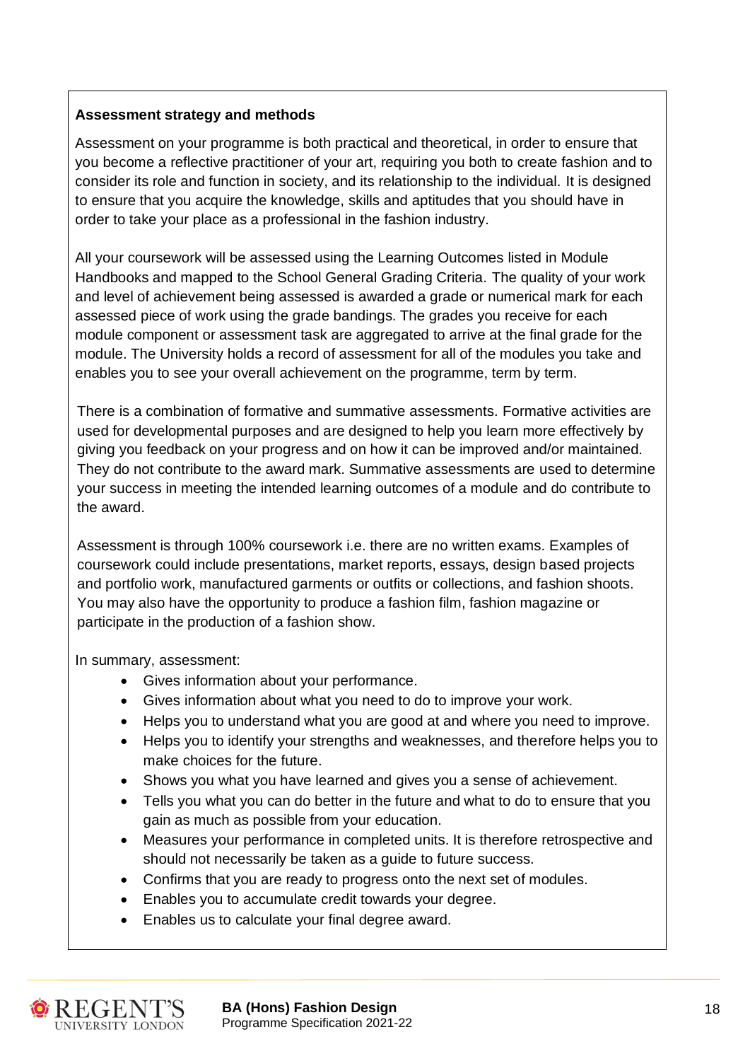**Assessment strategy and methods**

Assessment on your programme is both practical and theoretical, in order to ensure that you become a reflective practitioner of your art, requiring you both to create fashion and to consider its role and function in society, and its relationship to the individual. It is designed to ensure that you acquire the knowledge, skills and aptitudes that you should have in order to take your place as a professional in the fashion industry.

All your coursework will be assessed using the Learning Outcomes listed in Module Handbooks and mapped to the School General Grading Criteria. The quality of your work and level of achievement being assessed is awarded a grade or numerical mark for each assessed piece of work using the grade bandings. The grades you receive for each module component or assessment task are aggregated to arrive at the final grade for the module. The University holds a record of assessment for all of the modules you take and enables you to see your overall achievement on the programme, term by term.

There is a combination of formative and summative assessments. Formative activities are used for developmental purposes and are designed to help you learn more effectively by giving you feedback on your progress and on how it can be improved and/or maintained. They do not contribute to the award mark. Summative assessments are used to determine your success in meeting the intended learning outcomes of a module and do contribute to the award.

Assessment is through 100% coursework i.e. there are no written exams. Examples of coursework could include presentations, market reports, essays, design based projects and portfolio work, manufactured garments or outfits or collections, and fashion shoots. You may also have the opportunity to produce a fashion film, fashion magazine or participate in the production of a fashion show.

In summary, assessment:

- Gives information about your performance.
- Gives information about what you need to do to improve your work.
- Helps you to understand what you are good at and where you need to improve.
- Helps you to identify your strengths and weaknesses, and therefore helps you to make choices for the future.
- Shows you what you have learned and gives you a sense of achievement.
- Tells you what you can do better in the future and what to do to ensure that you gain as much as possible from your education.
- Measures your performance in completed units. It is therefore retrospective and should not necessarily be taken as a guide to future success.
- Confirms that you are ready to progress onto the next set of modules.
- Enables you to accumulate credit towards your degree.
- Enables us to calculate your final degree award.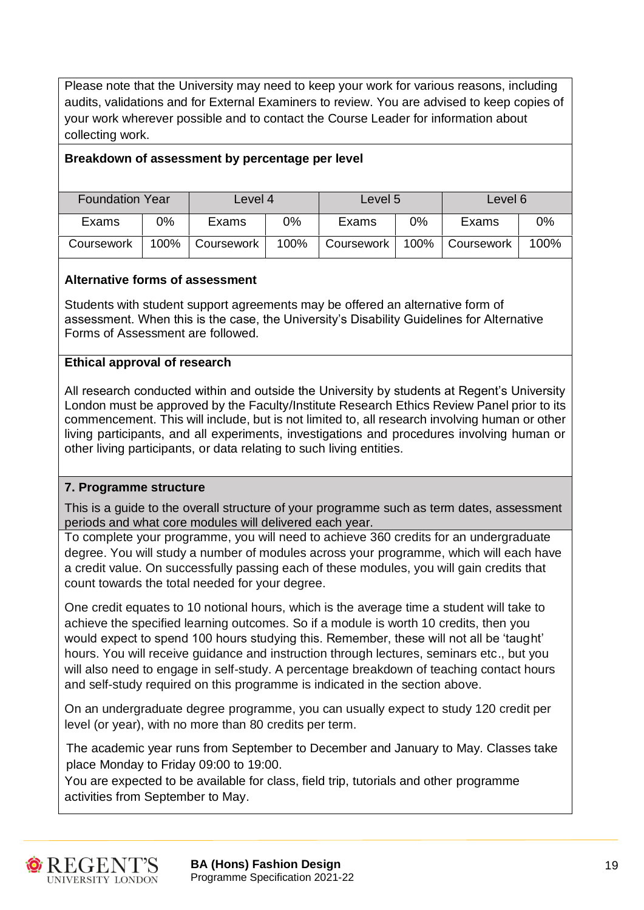Please note that the University may need to keep your work for various reasons, including audits, validations and for External Examiners to review. You are advised to keep copies of your work wherever possible and to contact the Course Leader for information about collecting work.

**Breakdown of assessment by percentage per level**

| Foundation Year | | Level 4 | | Level 5 | | Level 6 | |
|---|---|---|---|---|---|---|---|
| Exams | 0% | Exams | 0% | Exams | 0% | Exams | 0% |
| Coursework | 100% | Coursework | 100% | Coursework | 100% | Coursework | 100% |

**Alternative forms of assessment**

Students with student support agreements may be offered an alternative form of assessment. When this is the case, the University's Disability Guidelines for Alternative Forms of Assessment are followed.

**Ethical approval of research**

All research conducted within and outside the University by students at Regent's University London must be approved by the Faculty/Institute Research Ethics Review Panel prior to its commencement. This will include, but is not limited to, all research involving human or other living participants, and all experiments, investigations and procedures involving human or other living participants, or data relating to such living entities.

## 7. Programme structure

This is a guide to the overall structure of your programme such as term dates, assessment periods and what core modules will delivered each year.

To complete your programme, you will need to achieve 360 credits for an undergraduate degree. You will study a number of modules across your programme, which will each have a credit value. On successfully passing each of these modules, you will gain credits that count towards the total needed for your degree.

One credit equates to 10 notional hours, which is the average time a student will take to achieve the specified learning outcomes. So if a module is worth 10 credits, then you would expect to spend 100 hours studying this. Remember, these will not all be 'taught' hours. You will receive guidance and instruction through lectures, seminars etc., but you will also need to engage in self-study. A percentage breakdown of teaching contact hours and self-study required on this programme is indicated in the section above.

On an undergraduate degree programme, you can usually expect to study 120 credit per level (or year), with no more than 80 credits per term.

The academic year runs from September to December and January to May. Classes take place Monday to Friday 09:00 to 19:00.

You are expected to be available for class, field trip, tutorials and other programme activities from September to May.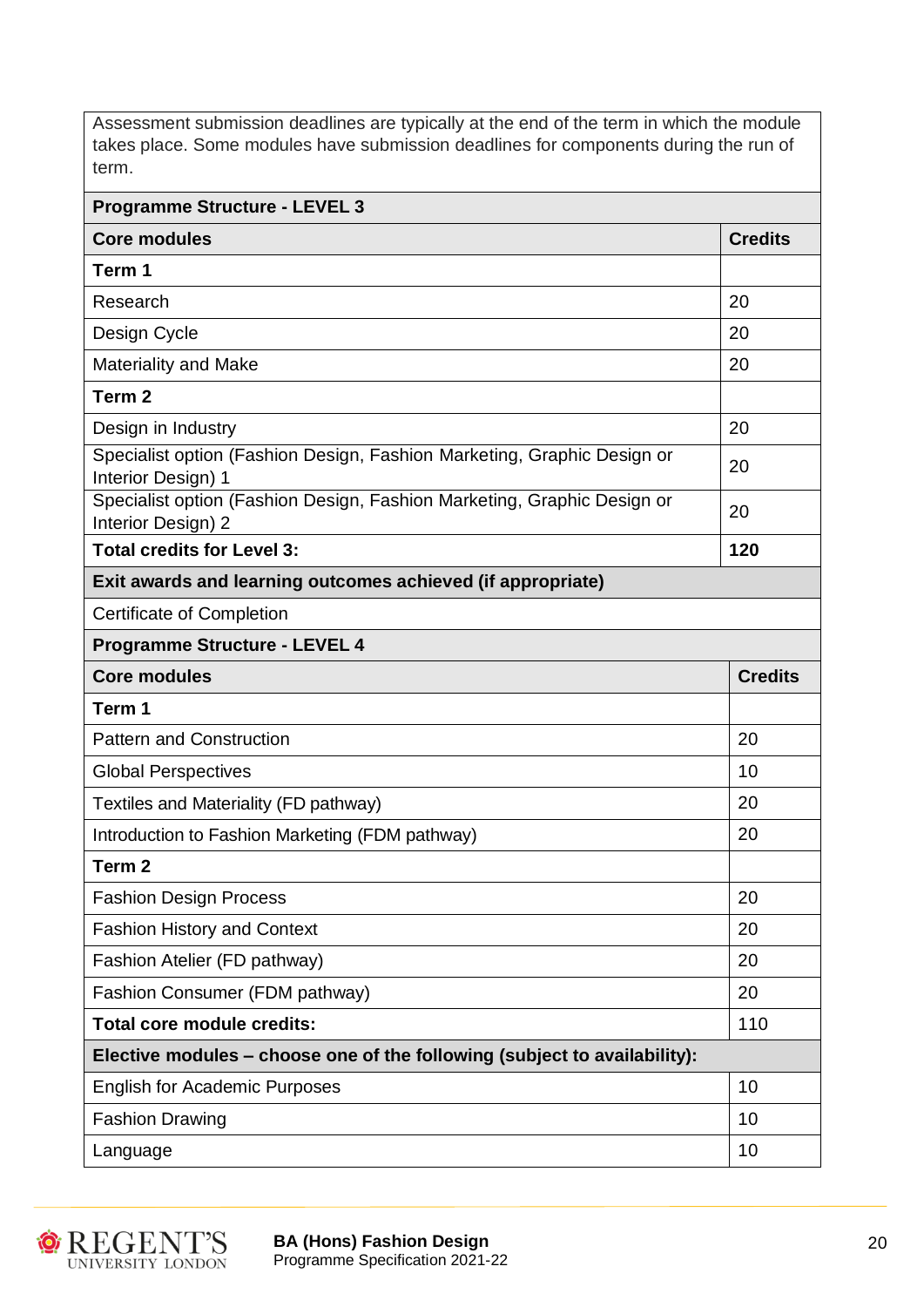Assessment submission deadlines are typically at the end of the term in which the module takes place. Some modules have submission deadlines for components during the run of term.

| Programme Structure - LEVEL 3 | |
|---|---|
| **Core modules** | **Credits** |
| **Term 1** | |
| Research | 20 |
| Design Cycle | 20 |
| Materiality and Make | 20 |
| **Term 2** | |
| Design in Industry | 20 |
| Specialist option (Fashion Design, Fashion Marketing, Graphic Design or Interior Design) 1 | 20 |
| Specialist option (Fashion Design, Fashion Marketing, Graphic Design or Interior Design) 2 | 20 |
| **Total credits for Level 3:** | **120** |
| **Exit awards and learning outcomes achieved (if appropriate)** | |
| Certificate of Completion | |

| Programme Structure - LEVEL 4 | |
|---|---|
| **Core modules** | **Credits** |
| **Term 1** | |
| Pattern and Construction | 20 |
| Global Perspectives | 10 |
| Textiles and Materiality (FD pathway) | 20 |
| Introduction to Fashion Marketing (FDM pathway) | 20 |
| **Term 2** | |
| Fashion Design Process | 20 |
| Fashion History and Context | 20 |
| Fashion Atelier (FD pathway) | 20 |
| Fashion Consumer (FDM pathway) | 20 |
| **Total core module credits:** | 110 |
| **Elective modules – choose one of the following (subject to availability):** | |
| English for Academic Purposes | 10 |
| Fashion Drawing | 10 |
| Language | 10 |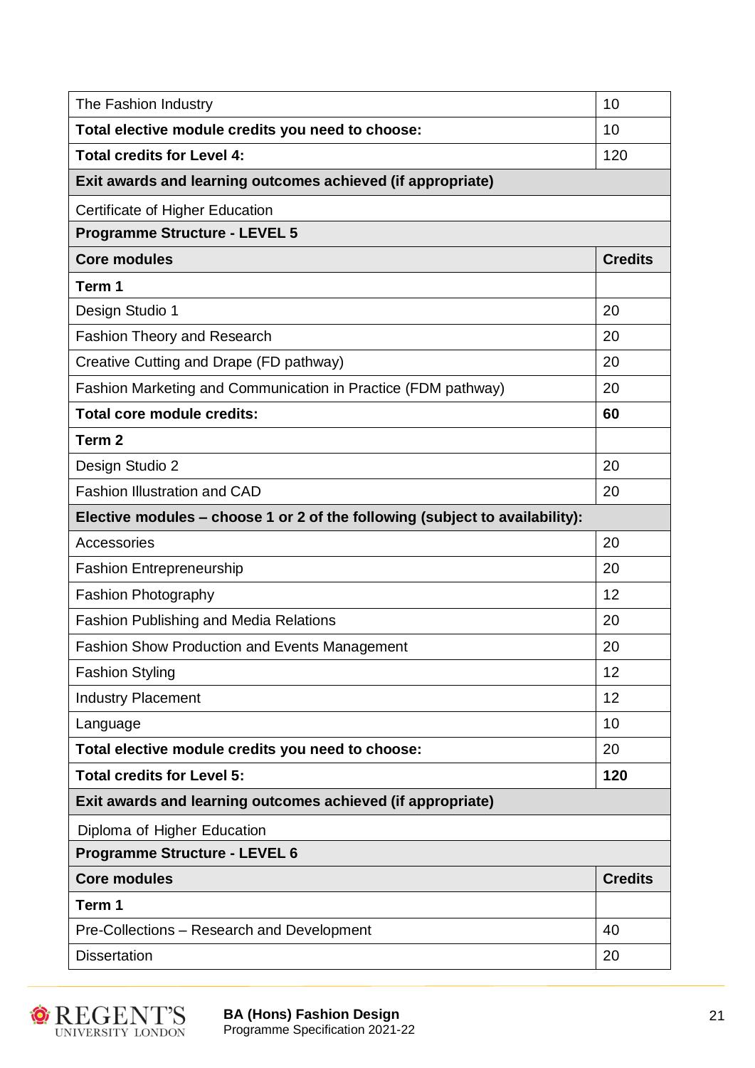| | |
|---|---|
| The Fashion Industry | 10 |
| **Total elective module credits you need to choose:** | 10 |
| **Total credits for Level 4:** | 120 |
| **Exit awards and learning outcomes achieved (if appropriate)** | |
| Certificate of Higher Education | |
| **Programme Structure - LEVEL 5** | |
| **Core modules** | **Credits** |
| **Term 1** | |
| Design Studio 1 | 20 |
| Fashion Theory and Research | 20 |
| Creative Cutting and Drape (FD pathway) | 20 |
| Fashion Marketing and Communication in Practice (FDM pathway) | 20 |
| **Total core module credits:** | **60** |
| **Term 2** | |
| Design Studio 2 | 20 |
| Fashion Illustration and CAD | 20 |
| **Elective modules – choose 1 or 2 of the following (subject to availability):** | |
| Accessories | 20 |
| Fashion Entrepreneurship | 20 |
| Fashion Photography | 12 |
| Fashion Publishing and Media Relations | 20 |
| Fashion Show Production and Events Management | 20 |
| Fashion Styling | 12 |
| Industry Placement | 12 |
| Language | 10 |
| **Total elective module credits you need to choose:** | 20 |
| **Total credits for Level 5:** | **120** |
| **Exit awards and learning outcomes achieved (if appropriate)** | |
| Diploma of Higher Education | |
| **Programme Structure - LEVEL 6** | |
| **Core modules** | **Credits** |
| **Term 1** | |
| Pre-Collections – Research and Development | 40 |
| Dissertation | 20 |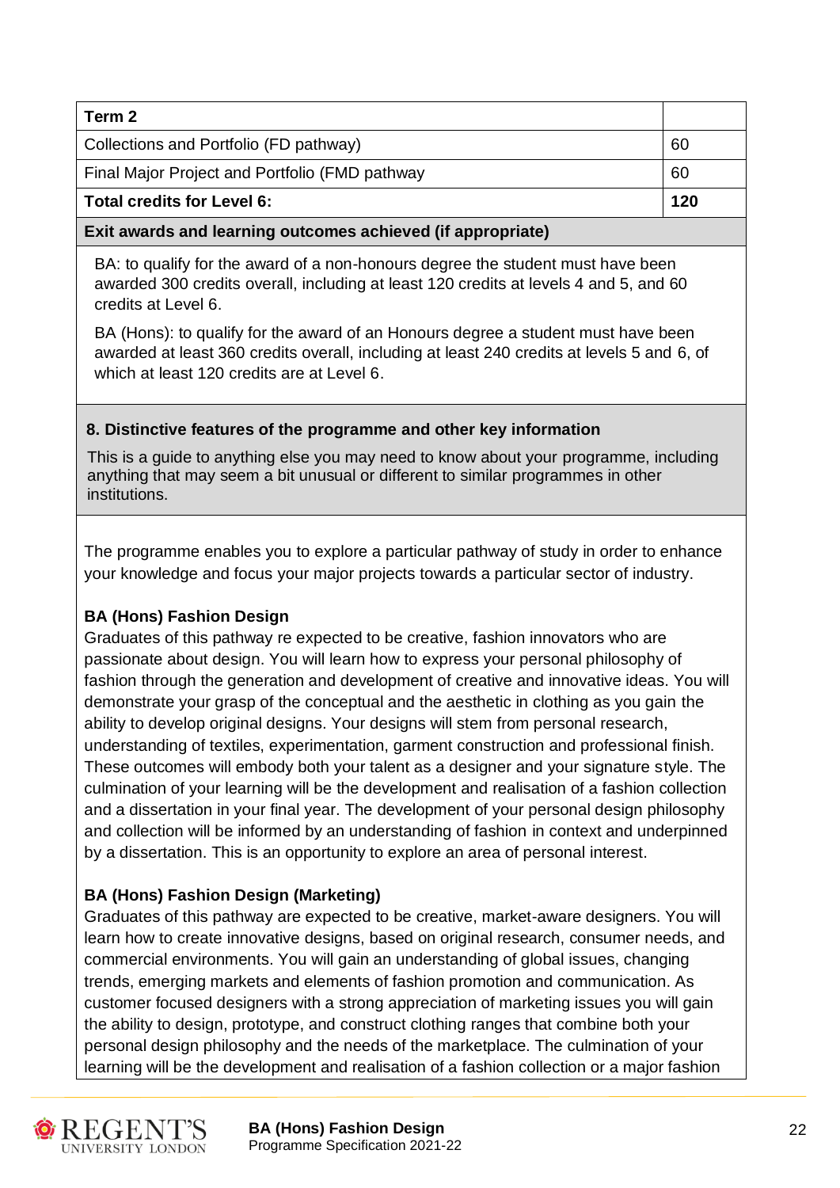| Term 2 | |
|---|---|
| Collections and Portfolio (FD pathway) | 60 |
| Final Major Project and Portfolio (FMD pathway | 60 |
| **Total credits for Level 6:** | **120** |

**Exit awards and learning outcomes achieved (if appropriate)**

BA: to qualify for the award of a non-honours degree the student must have been awarded 300 credits overall, including at least 120 credits at levels 4 and 5, and 60 credits at Level 6.

BA (Hons): to qualify for the award of an Honours degree a student must have been awarded at least 360 credits overall, including at least 240 credits at levels 5 and 6, of which at least 120 credits are at Level 6.

## 8. Distinctive features of the programme and other key information

This is a guide to anything else you may need to know about your programme, including anything that may seem a bit unusual or different to similar programmes in other institutions.

The programme enables you to explore a particular pathway of study in order to enhance your knowledge and focus your major projects towards a particular sector of industry.

### BA (Hons) Fashion Design

Graduates of this pathway re expected to be creative, fashion innovators who are passionate about design. You will learn how to express your personal philosophy of fashion through the generation and development of creative and innovative ideas. You will demonstrate your grasp of the conceptual and the aesthetic in clothing as you gain the ability to develop original designs. Your designs will stem from personal research, understanding of textiles, experimentation, garment construction and professional finish. These outcomes will embody both your talent as a designer and your signature style. The culmination of your learning will be the development and realisation of a fashion collection and a dissertation in your final year. The development of your personal design philosophy and collection will be informed by an understanding of fashion in context and underpinned by a dissertation. This is an opportunity to explore an area of personal interest.

### BA (Hons) Fashion Design (Marketing)

Graduates of this pathway are expected to be creative, market-aware designers. You will learn how to create innovative designs, based on original research, consumer needs, and commercial environments. You will gain an understanding of global issues, changing trends, emerging markets and elements of fashion promotion and communication. As customer focused designers with a strong appreciation of marketing issues you will gain the ability to design, prototype, and construct clothing ranges that combine both your personal design philosophy and the needs of the marketplace. The culmination of your learning will be the development and realisation of a fashion collection or a major fashion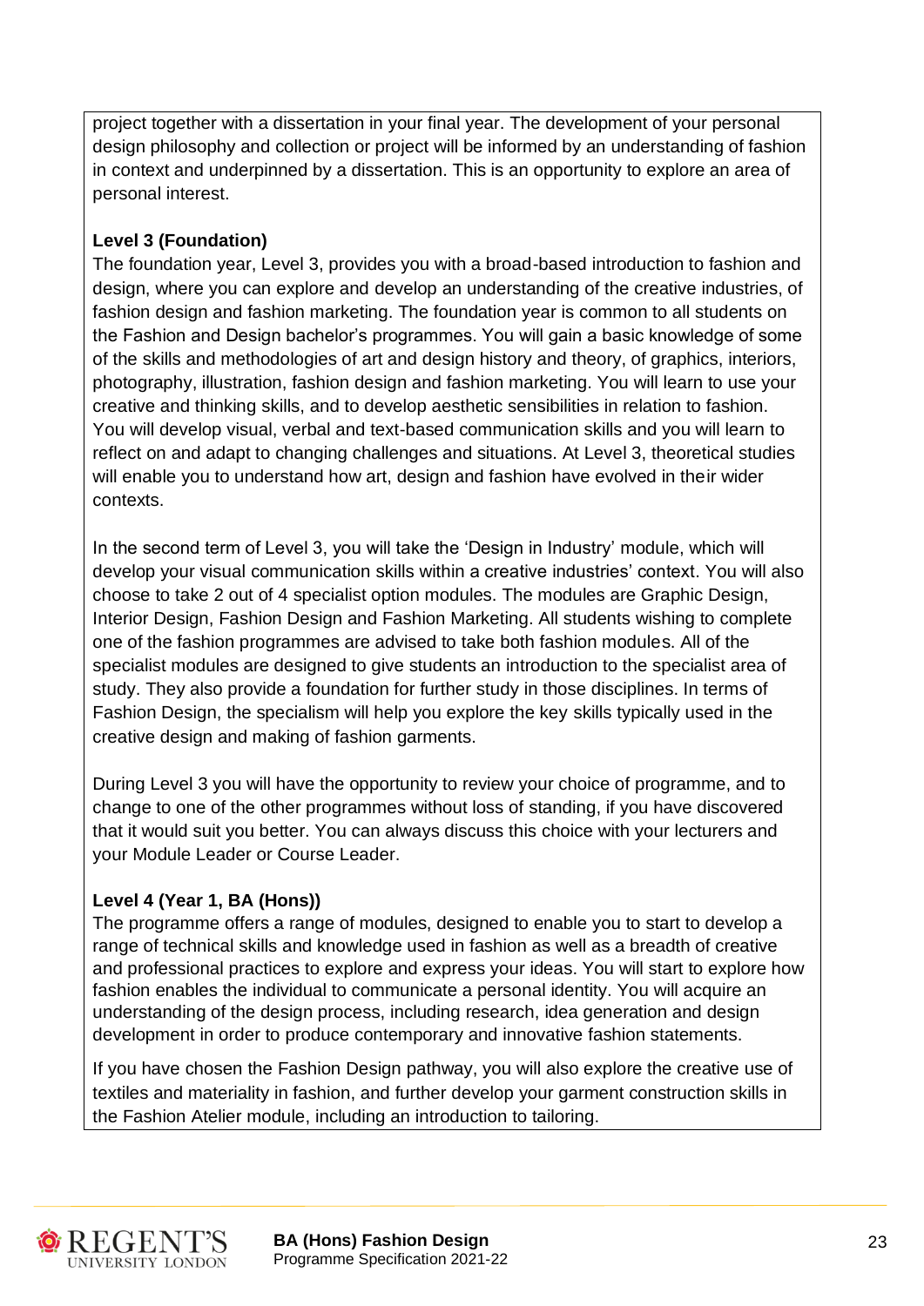project together with a dissertation in your final year. The development of your personal design philosophy and collection or project will be informed by an understanding of fashion in context and underpinned by a dissertation. This is an opportunity to explore an area of personal interest.

**Level 3 (Foundation)**

The foundation year, Level 3, provides you with a broad-based introduction to fashion and design, where you can explore and develop an understanding of the creative industries, of fashion design and fashion marketing. The foundation year is common to all students on the Fashion and Design bachelor's programmes. You will gain a basic knowledge of some of the skills and methodologies of art and design history and theory, of graphics, interiors, photography, illustration, fashion design and fashion marketing. You will learn to use your creative and thinking skills, and to develop aesthetic sensibilities in relation to fashion. You will develop visual, verbal and text-based communication skills and you will learn to reflect on and adapt to changing challenges and situations. At Level 3, theoretical studies will enable you to understand how art, design and fashion have evolved in their wider contexts.

In the second term of Level 3, you will take the 'Design in Industry' module, which will develop your visual communication skills within a creative industries' context. You will also choose to take 2 out of 4 specialist option modules. The modules are Graphic Design, Interior Design, Fashion Design and Fashion Marketing. All students wishing to complete one of the fashion programmes are advised to take both fashion modules. All of the specialist modules are designed to give students an introduction to the specialist area of study. They also provide a foundation for further study in those disciplines. In terms of Fashion Design, the specialism will help you explore the key skills typically used in the creative design and making of fashion garments.

During Level 3 you will have the opportunity to review your choice of programme, and to change to one of the other programmes without loss of standing, if you have discovered that it would suit you better. You can always discuss this choice with your lecturers and your Module Leader or Course Leader.

**Level 4 (Year 1, BA (Hons))**

The programme offers a range of modules, designed to enable you to start to develop a range of technical skills and knowledge used in fashion as well as a breadth of creative and professional practices to explore and express your ideas. You will start to explore how fashion enables the individual to communicate a personal identity. You will acquire an understanding of the design process, including research, idea generation and design development in order to produce contemporary and innovative fashion statements.

If you have chosen the Fashion Design pathway, you will also explore the creative use of textiles and materiality in fashion, and further develop your garment construction skills in the Fashion Atelier module, including an introduction to tailoring.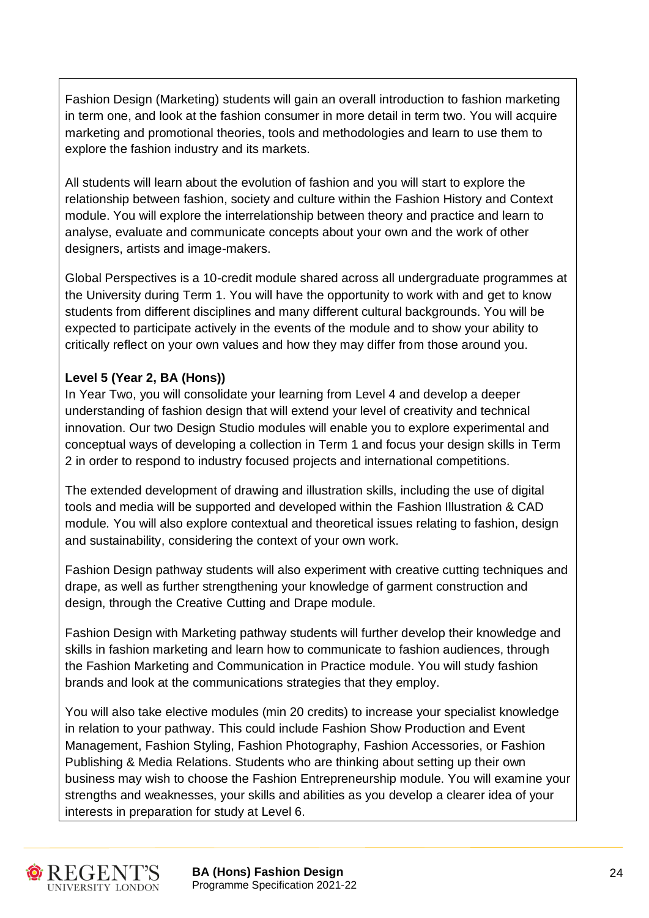Fashion Design (Marketing) students will gain an overall introduction to fashion marketing in term one, and look at the fashion consumer in more detail in term two. You will acquire marketing and promotional theories, tools and methodologies and learn to use them to explore the fashion industry and its markets.

All students will learn about the evolution of fashion and you will start to explore the relationship between fashion, society and culture within the Fashion History and Context module. You will explore the interrelationship between theory and practice and learn to analyse, evaluate and communicate concepts about your own and the work of other designers, artists and image-makers.

Global Perspectives is a 10-credit module shared across all undergraduate programmes at the University during Term 1. You will have the opportunity to work with and get to know students from different disciplines and many different cultural backgrounds. You will be expected to participate actively in the events of the module and to show your ability to critically reflect on your own values and how they may differ from those around you.

**Level 5 (Year 2, BA (Hons))**

In Year Two, you will consolidate your learning from Level 4 and develop a deeper understanding of fashion design that will extend your level of creativity and technical innovation. Our two Design Studio modules will enable you to explore experimental and conceptual ways of developing a collection in Term 1 and focus your design skills in Term 2 in order to respond to industry focused projects and international competitions.

The extended development of drawing and illustration skills, including the use of digital tools and media will be supported and developed within the Fashion Illustration & CAD module. You will also explore contextual and theoretical issues relating to fashion, design and sustainability, considering the context of your own work.

Fashion Design pathway students will also experiment with creative cutting techniques and drape, as well as further strengthening your knowledge of garment construction and design, through the Creative Cutting and Drape module.

Fashion Design with Marketing pathway students will further develop their knowledge and skills in fashion marketing and learn how to communicate to fashion audiences, through the Fashion Marketing and Communication in Practice module. You will study fashion brands and look at the communications strategies that they employ.

You will also take elective modules (min 20 credits) to increase your specialist knowledge in relation to your pathway. This could include Fashion Show Production and Event Management, Fashion Styling, Fashion Photography, Fashion Accessories, or Fashion Publishing & Media Relations. Students who are thinking about setting up their own business may wish to choose the Fashion Entrepreneurship module. You will examine your strengths and weaknesses, your skills and abilities as you develop a clearer idea of your interests in preparation for study at Level 6.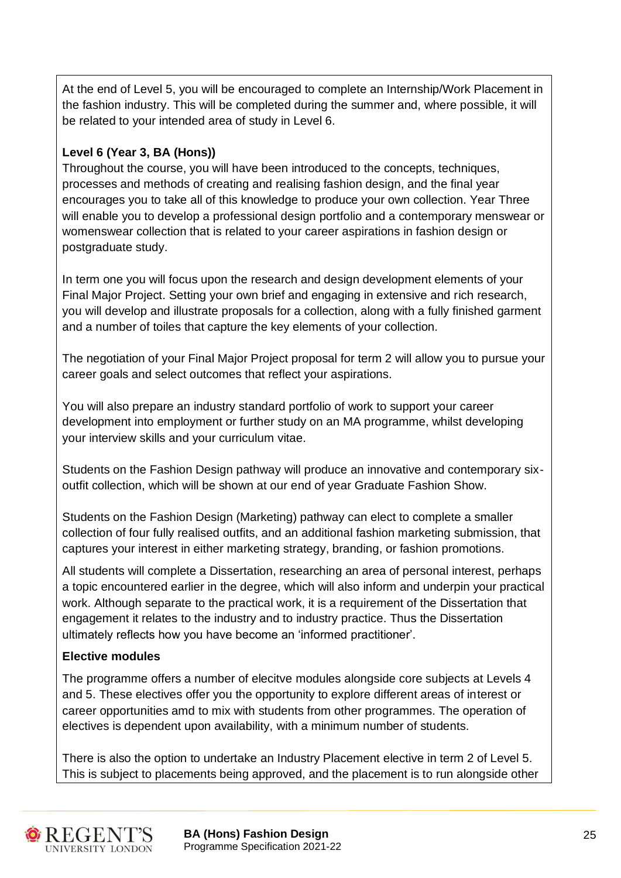At the end of Level 5, you will be encouraged to complete an Internship/Work Placement in the fashion industry. This will be completed during the summer and, where possible, it will be related to your intended area of study in Level 6.

**Level 6 (Year 3, BA (Hons))**

Throughout the course, you will have been introduced to the concepts, techniques, processes and methods of creating and realising fashion design, and the final year encourages you to take all of this knowledge to produce your own collection. Year Three will enable you to develop a professional design portfolio and a contemporary menswear or womenswear collection that is related to your career aspirations in fashion design or postgraduate study.

In term one you will focus upon the research and design development elements of your Final Major Project. Setting your own brief and engaging in extensive and rich research, you will develop and illustrate proposals for a collection, along with a fully finished garment and a number of toiles that capture the key elements of your collection.

The negotiation of your Final Major Project proposal for term 2 will allow you to pursue your career goals and select outcomes that reflect your aspirations.

You will also prepare an industry standard portfolio of work to support your career development into employment or further study on an MA programme, whilst developing your interview skills and your curriculum vitae.

Students on the Fashion Design pathway will produce an innovative and contemporary six-outfit collection, which will be shown at our end of year Graduate Fashion Show.

Students on the Fashion Design (Marketing) pathway can elect to complete a smaller collection of four fully realised outfits, and an additional fashion marketing submission, that captures your interest in either marketing strategy, branding, or fashion promotions.

All students will complete a Dissertation, researching an area of personal interest, perhaps a topic encountered earlier in the degree, which will also inform and underpin your practical work. Although separate to the practical work, it is a requirement of the Dissertation that engagement it relates to the industry and to industry practice. Thus the Dissertation ultimately reflects how you have become an 'informed practitioner'.

**Elective modules**

The programme offers a number of elecitve modules alongside core subjects at Levels 4 and 5. These electives offer you the opportunity to explore different areas of interest or career opportunities amd to mix with students from other programmes. The operation of electives is dependent upon availability, with a minimum number of students.

There is also the option to undertake an Industry Placement elective in term 2 of Level 5. This is subject to placements being approved, and the placement is to run alongside other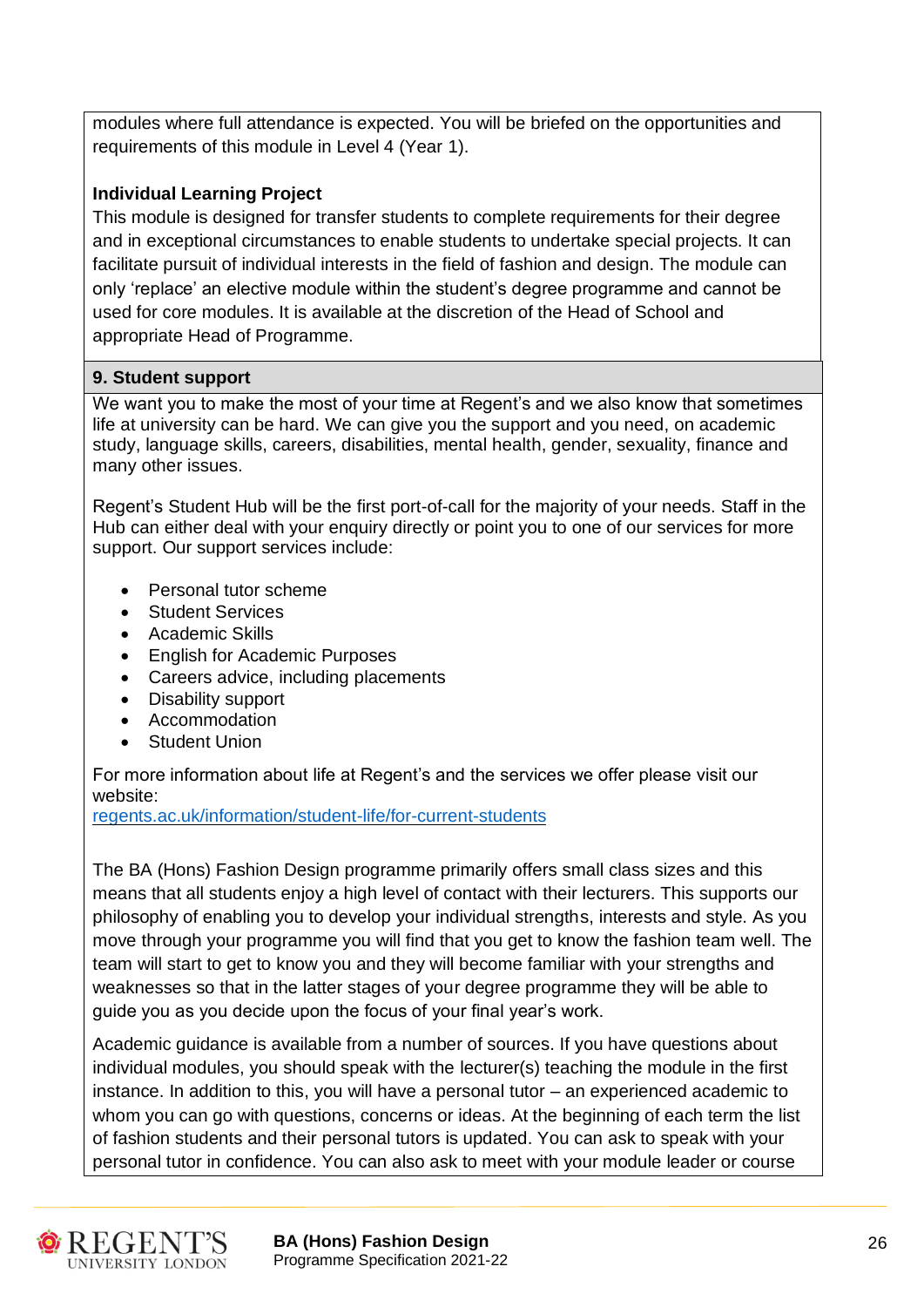modules where full attendance is expected. You will be briefed on the opportunities and requirements of this module in Level 4 (Year 1).

**Individual Learning Project**

This module is designed for transfer students to complete requirements for their degree and in exceptional circumstances to enable students to undertake special projects. It can facilitate pursuit of individual interests in the field of fashion and design. The module can only 'replace' an elective module within the student's degree programme and cannot be used for core modules. It is available at the discretion of the Head of School and appropriate Head of Programme.

## 9. Student support

We want you to make the most of your time at Regent's and we also know that sometimes life at university can be hard. We can give you the support and you need, on academic study, language skills, careers, disabilities, mental health, gender, sexuality, finance and many other issues.

Regent's Student Hub will be the first port-of-call for the majority of your needs. Staff in the Hub can either deal with your enquiry directly or point you to one of our services for more support. Our support services include:

- Personal tutor scheme
- Student Services
- Academic Skills
- English for Academic Purposes
- Careers advice, including placements
- Disability support
- Accommodation
- Student Union

For more information about life at Regent's and the services we offer please visit our website:
[regents.ac.uk/information/student-life/for-current-students](regents.ac.uk/information/student-life/for-current-students)

The BA (Hons) Fashion Design programme primarily offers small class sizes and this means that all students enjoy a high level of contact with their lecturers. This supports our philosophy of enabling you to develop your individual strengths, interests and style. As you move through your programme you will find that you get to know the fashion team well. The team will start to get to know you and they will become familiar with your strengths and weaknesses so that in the latter stages of your degree programme they will be able to guide you as you decide upon the focus of your final year's work.

Academic guidance is available from a number of sources. If you have questions about individual modules, you should speak with the lecturer(s) teaching the module in the first instance. In addition to this, you will have a personal tutor – an experienced academic to whom you can go with questions, concerns or ideas. At the beginning of each term the list of fashion students and their personal tutors is updated. You can ask to speak with your personal tutor in confidence. You can also ask to meet with your module leader or course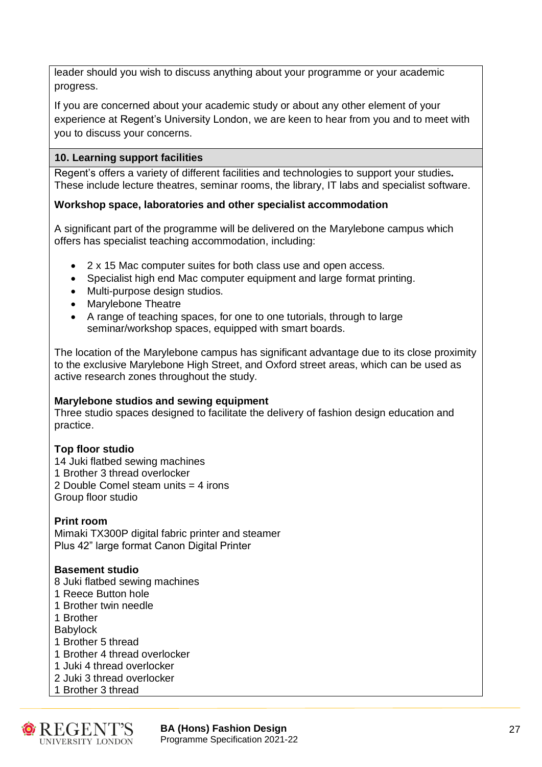leader should you wish to discuss anything about your programme or your academic progress.

If you are concerned about your academic study or about any other element of your experience at Regent's University London, we are keen to hear from you and to meet with you to discuss your concerns.

## 10. Learning support facilities

Regent's offers a variety of different facilities and technologies to support your studies**.** These include lecture theatres, seminar rooms, the library, IT labs and specialist software.

**Workshop space, laboratories and other specialist accommodation**

A significant part of the programme will be delivered on the Marylebone campus which offers has specialist teaching accommodation, including:

- 2 x 15 Mac computer suites for both class use and open access.
- Specialist high end Mac computer equipment and large format printing.
- Multi-purpose design studios.
- Marylebone Theatre
- A range of teaching spaces, for one to one tutorials, through to large seminar/workshop spaces, equipped with smart boards.

The location of the Marylebone campus has significant advantage due to its close proximity to the exclusive Marylebone High Street, and Oxford street areas, which can be used as active research zones throughout the study.

**Marylebone studios and sewing equipment**
Three studio spaces designed to facilitate the delivery of fashion design education and practice.

**Top floor studio**
14 Juki flatbed sewing machines
1 Brother 3 thread overlocker
2 Double Comel steam units = 4 irons
Group floor studio

**Print room**
Mimaki TX300P digital fabric printer and steamer
Plus 42" large format Canon Digital Printer

**Basement studio**
8 Juki flatbed sewing machines
1 Reece Button hole
1 Brother twin needle
1 Brother
Babylock
1 Brother 5 thread
1 Brother 4 thread overlocker
1 Juki 4 thread overlocker
2 Juki 3 thread overlocker
1 Brother 3 thread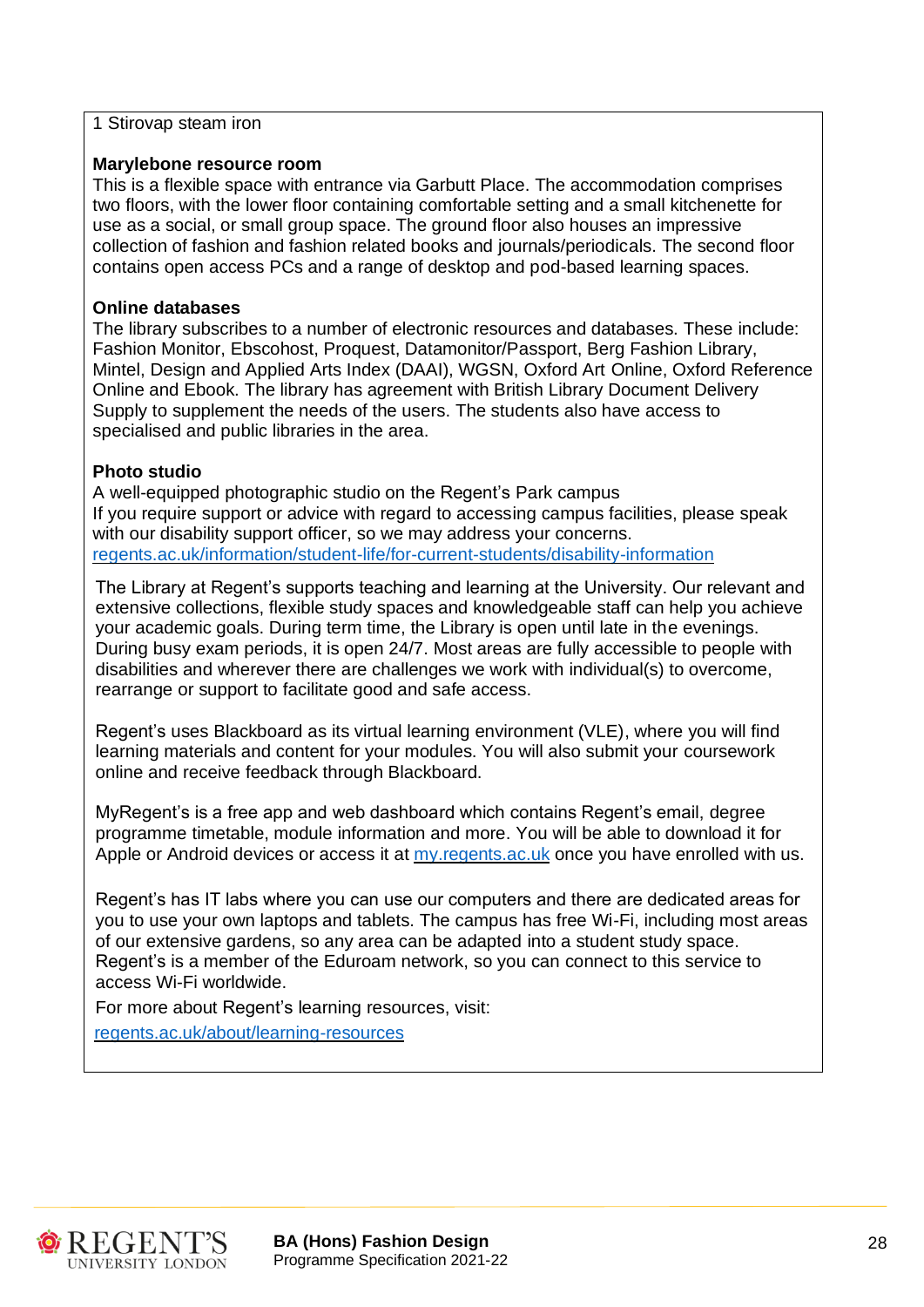1 Stirovap steam iron

**Marylebone resource room**
This is a flexible space with entrance via Garbutt Place. The accommodation comprises two floors, with the lower floor containing comfortable setting and a small kitchenette for use as a social, or small group space. The ground floor also houses an impressive collection of fashion and fashion related books and journals/periodicals. The second floor contains open access PCs and a range of desktop and pod-based learning spaces.

**Online databases**
The library subscribes to a number of electronic resources and databases. These include: Fashion Monitor, Ebscohost, Proquest, Datamonitor/Passport, Berg Fashion Library, Mintel, Design and Applied Arts Index (DAAI), WGSN, Oxford Art Online, Oxford Reference Online and Ebook. The library has agreement with British Library Document Delivery Supply to supplement the needs of the users. The students also have access to specialised and public libraries in the area.

**Photo studio**
A well-equipped photographic studio on the Regent's Park campus
If you require support or advice with regard to accessing campus facilities, please speak with our disability support officer, so we may address your concerns.
regents.ac.uk/information/student-life/for-current-students/disability-information

The Library at Regent's supports teaching and learning at the University. Our relevant and extensive collections, flexible study spaces and knowledgeable staff can help you achieve your academic goals. During term time, the Library is open until late in the evenings. During busy exam periods, it is open 24/7. Most areas are fully accessible to people with disabilities and wherever there are challenges we work with individual(s) to overcome, rearrange or support to facilitate good and safe access.

Regent's uses Blackboard as its virtual learning environment (VLE), where you will find learning materials and content for your modules. You will also submit your coursework online and receive feedback through Blackboard.

MyRegent's is a free app and web dashboard which contains Regent's email, degree programme timetable, module information and more. You will be able to download it for Apple or Android devices or access it at my.regents.ac.uk once you have enrolled with us.

Regent's has IT labs where you can use our computers and there are dedicated areas for you to use your own laptops and tablets. The campus has free Wi-Fi, including most areas of our extensive gardens, so any area can be adapted into a student study space. Regent's is a member of the Eduroam network, so you can connect to this service to access Wi-Fi worldwide.

For more about Regent's learning resources, visit:

regents.ac.uk/about/learning-resources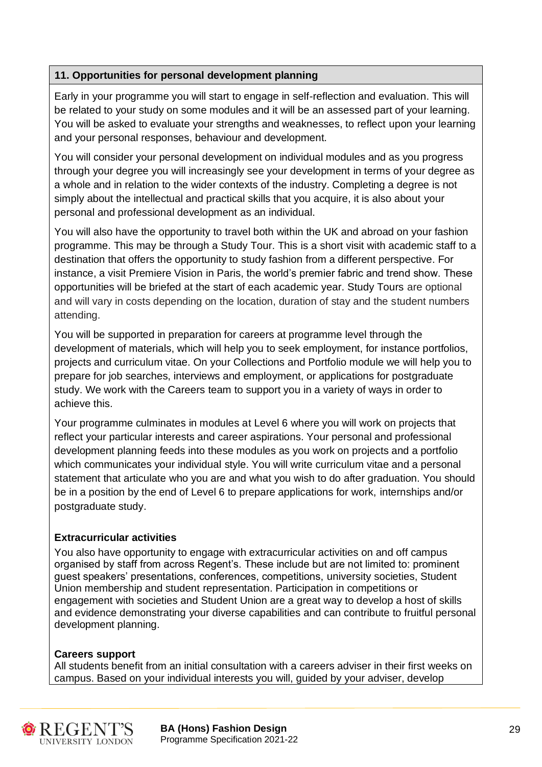## 11. Opportunities for personal development planning

Early in your programme you will start to engage in self-reflection and evaluation. This will be related to your study on some modules and it will be an assessed part of your learning. You will be asked to evaluate your strengths and weaknesses, to reflect upon your learning and your personal responses, behaviour and development.

You will consider your personal development on individual modules and as you progress through your degree you will increasingly see your development in terms of your degree as a whole and in relation to the wider contexts of the industry. Completing a degree is not simply about the intellectual and practical skills that you acquire, it is also about your personal and professional development as an individual.

You will also have the opportunity to travel both within the UK and abroad on your fashion programme. This may be through a Study Tour. This is a short visit with academic staff to a destination that offers the opportunity to study fashion from a different perspective. For instance, a visit Premiere Vision in Paris, the world's premier fabric and trend show. These opportunities will be briefed at the start of each academic year. Study Tours are optional and will vary in costs depending on the location, duration of stay and the student numbers attending.

You will be supported in preparation for careers at programme level through the development of materials, which will help you to seek employment, for instance portfolios, projects and curriculum vitae. On your Collections and Portfolio module we will help you to prepare for job searches, interviews and employment, or applications for postgraduate study. We work with the Careers team to support you in a variety of ways in order to achieve this.

Your programme culminates in modules at Level 6 where you will work on projects that reflect your particular interests and career aspirations. Your personal and professional development planning feeds into these modules as you work on projects and a portfolio which communicates your individual style. You will write curriculum vitae and a personal statement that articulate who you are and what you wish to do after graduation. You should be in a position by the end of Level 6 to prepare applications for work, internships and/or postgraduate study.

**Extracurricular activities**

You also have opportunity to engage with extracurricular activities on and off campus organised by staff from across Regent's. These include but are not limited to: prominent guest speakers' presentations, conferences, competitions, university societies, Student Union membership and student representation. Participation in competitions or engagement with societies and Student Union are a great way to develop a host of skills and evidence demonstrating your diverse capabilities and can contribute to fruitful personal development planning.

**Careers support**

All students benefit from an initial consultation with a careers adviser in their first weeks on campus. Based on your individual interests you will, guided by your adviser, develop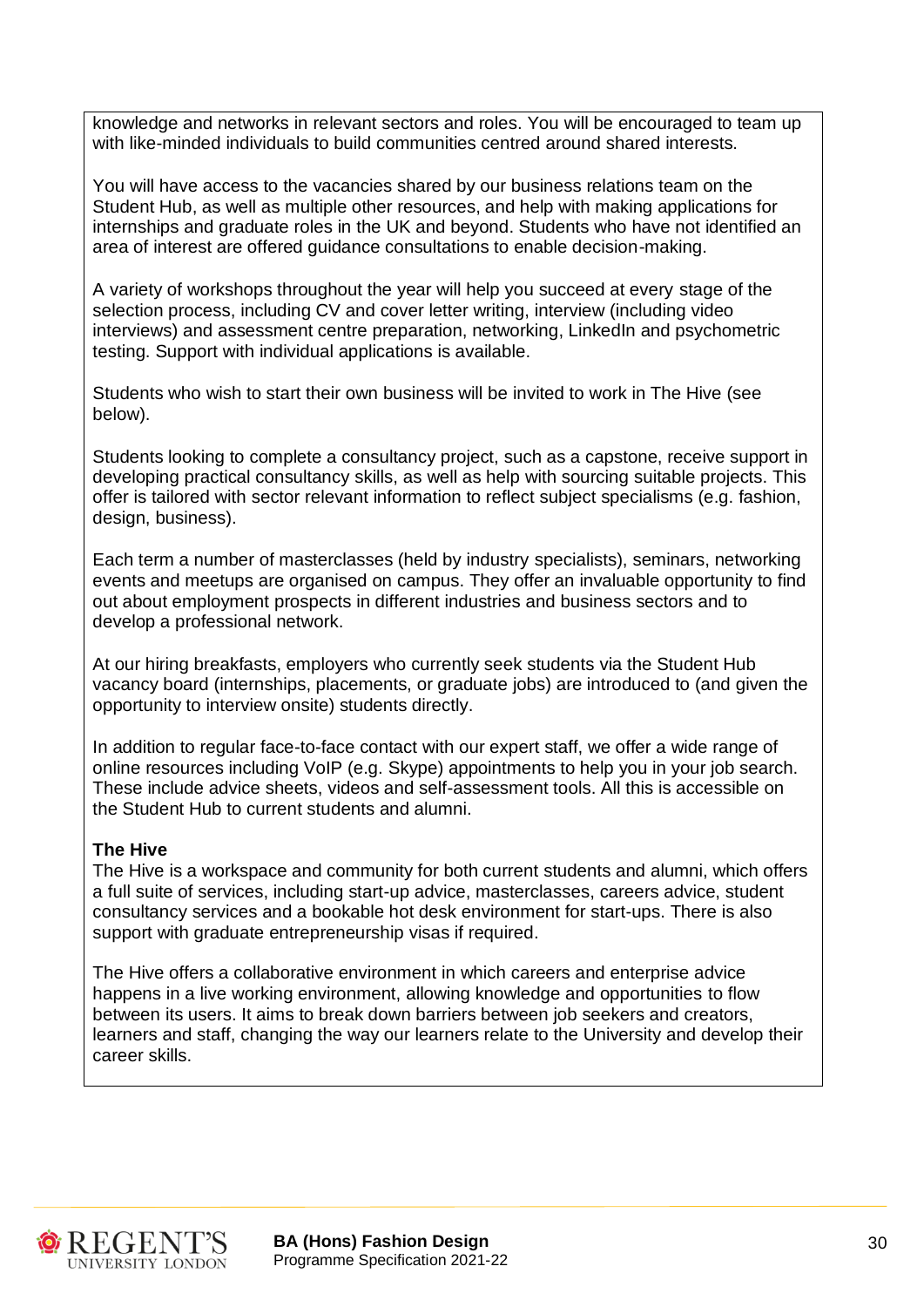knowledge and networks in relevant sectors and roles. You will be encouraged to team up with like-minded individuals to build communities centred around shared interests.

You will have access to the vacancies shared by our business relations team on the Student Hub, as well as multiple other resources, and help with making applications for internships and graduate roles in the UK and beyond. Students who have not identified an area of interest are offered guidance consultations to enable decision-making.

A variety of workshops throughout the year will help you succeed at every stage of the selection process, including CV and cover letter writing, interview (including video interviews) and assessment centre preparation, networking, LinkedIn and psychometric testing. Support with individual applications is available.

Students who wish to start their own business will be invited to work in The Hive (see below).

Students looking to complete a consultancy project, such as a capstone, receive support in developing practical consultancy skills, as well as help with sourcing suitable projects. This offer is tailored with sector relevant information to reflect subject specialisms (e.g. fashion, design, business).

Each term a number of masterclasses (held by industry specialists), seminars, networking events and meetups are organised on campus. They offer an invaluable opportunity to find out about employment prospects in different industries and business sectors and to develop a professional network.

At our hiring breakfasts, employers who currently seek students via the Student Hub vacancy board (internships, placements, or graduate jobs) are introduced to (and given the opportunity to interview onsite) students directly.

In addition to regular face-to-face contact with our expert staff, we offer a wide range of online resources including VoIP (e.g. Skype) appointments to help you in your job search. These include advice sheets, videos and self-assessment tools. All this is accessible on the Student Hub to current students and alumni.

**The Hive**

The Hive is a workspace and community for both current students and alumni, which offers a full suite of services, including start-up advice, masterclasses, careers advice, student consultancy services and a bookable hot desk environment for start-ups. There is also support with graduate entrepreneurship visas if required.

The Hive offers a collaborative environment in which careers and enterprise advice happens in a live working environment, allowing knowledge and opportunities to flow between its users. It aims to break down barriers between job seekers and creators, learners and staff, changing the way our learners relate to the University and develop their career skills.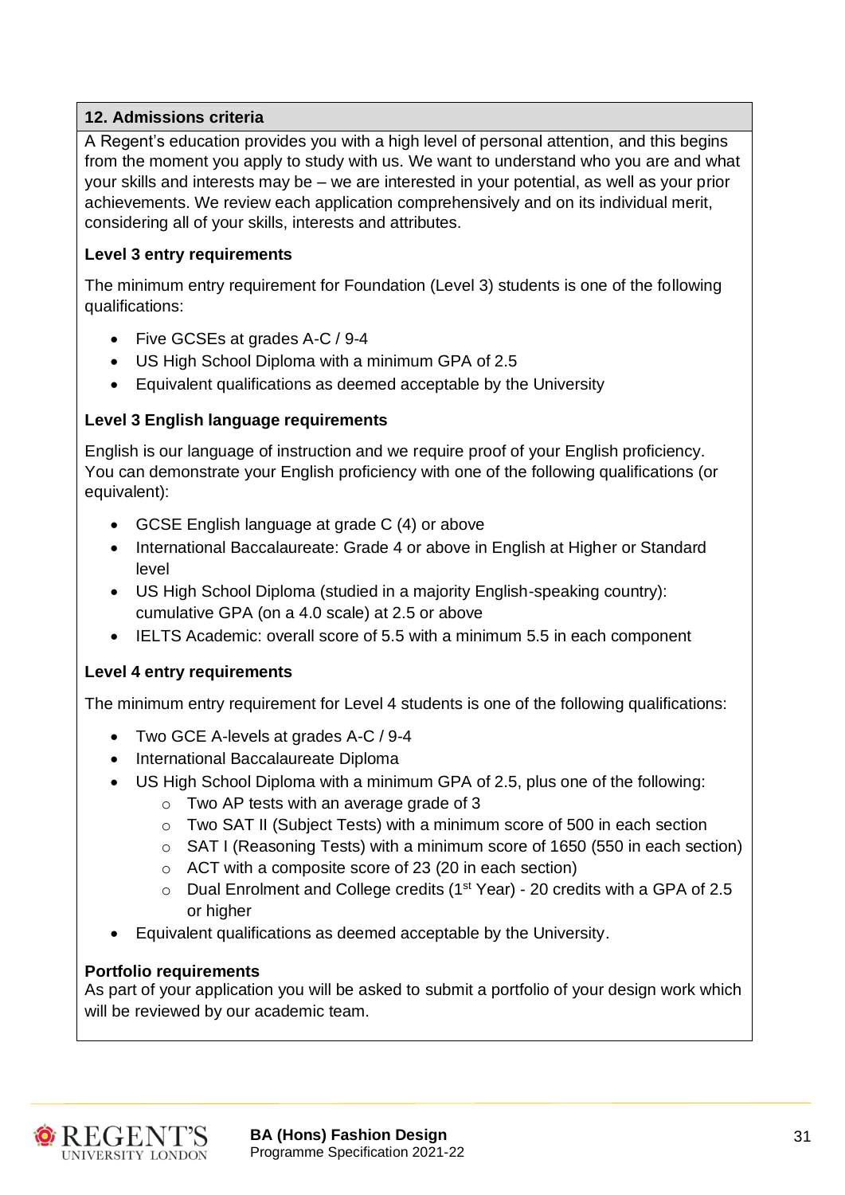## 12. Admissions criteria

A Regent's education provides you with a high level of personal attention, and this begins from the moment you apply to study with us. We want to understand who you are and what your skills and interests may be – we are interested in your potential, as well as your prior achievements. We review each application comprehensively and on its individual merit, considering all of your skills, interests and attributes.

**Level 3 entry requirements**

The minimum entry requirement for Foundation (Level 3) students is one of the following qualifications:

- Five GCSEs at grades A-C / 9-4
- US High School Diploma with a minimum GPA of 2.5
- Equivalent qualifications as deemed acceptable by the University

**Level 3 English language requirements**

English is our language of instruction and we require proof of your English proficiency. You can demonstrate your English proficiency with one of the following qualifications (or equivalent):

- GCSE English language at grade C (4) or above
- International Baccalaureate: Grade 4 or above in English at Higher or Standard level
- US High School Diploma (studied in a majority English-speaking country): cumulative GPA (on a 4.0 scale) at 2.5 or above
- IELTS Academic: overall score of 5.5 with a minimum 5.5 in each component

**Level 4 entry requirements**

The minimum entry requirement for Level 4 students is one of the following qualifications:

- Two GCE A-levels at grades A-C / 9-4
- International Baccalaureate Diploma
- US High School Diploma with a minimum GPA of 2.5, plus one of the following:
  - Two AP tests with an average grade of 3
  - Two SAT II (Subject Tests) with a minimum score of 500 in each section
  - SAT I (Reasoning Tests) with a minimum score of 1650 (550 in each section)
  - ACT with a composite score of 23 (20 in each section)
  - Dual Enrolment and College credits (1st Year) - 20 credits with a GPA of 2.5 or higher
- Equivalent qualifications as deemed acceptable by the University.

**Portfolio requirements**

As part of your application you will be asked to submit a portfolio of your design work which will be reviewed by our academic team.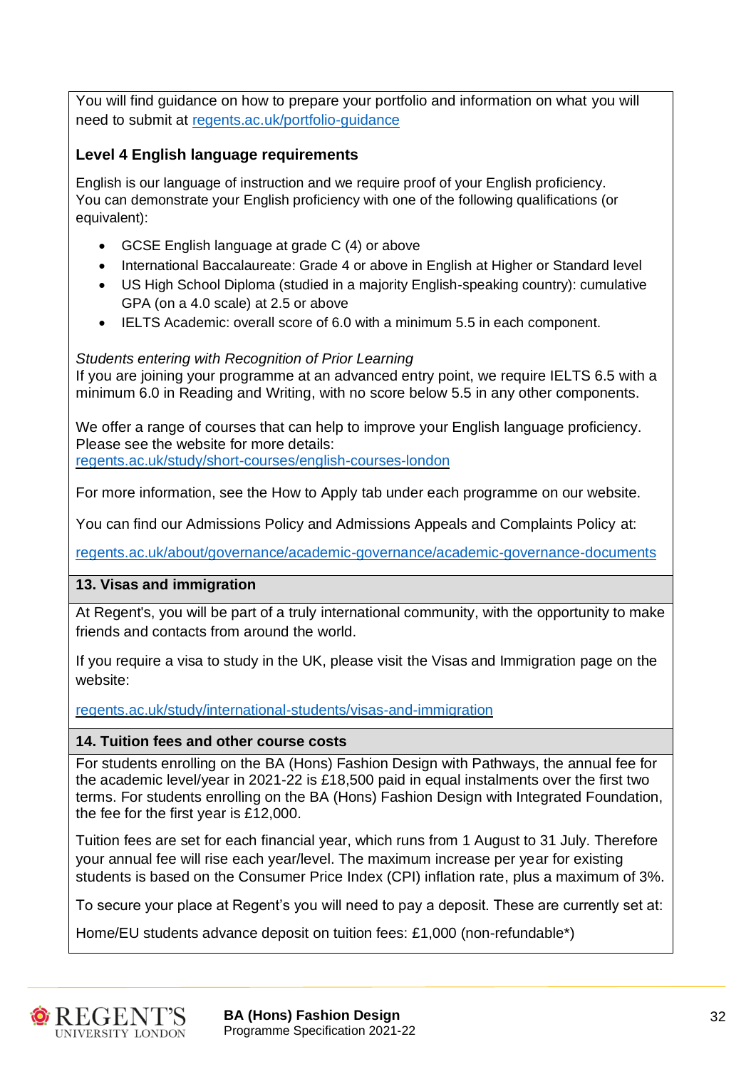You will find guidance on how to prepare your portfolio and information on what you will need to submit at [regents.ac.uk/portfolio-guidance](regents.ac.uk/portfolio-guidance)

### Level 4 English language requirements

English is our language of instruction and we require proof of your English proficiency. You can demonstrate your English proficiency with one of the following qualifications (or equivalent):

- GCSE English language at grade C (4) or above
- International Baccalaureate: Grade 4 or above in English at Higher or Standard level
- US High School Diploma (studied in a majority English-speaking country): cumulative GPA (on a 4.0 scale) at 2.5 or above
- IELTS Academic: overall score of 6.0 with a minimum 5.5 in each component.

*Students entering with Recognition of Prior Learning*
If you are joining your programme at an advanced entry point, we require IELTS 6.5 with a minimum 6.0 in Reading and Writing, with no score below 5.5 in any other components.

We offer a range of courses that can help to improve your English language proficiency. Please see the website for more details:
[regents.ac.uk/study/short-courses/english-courses-london](regents.ac.uk/study/short-courses/english-courses-london)

For more information, see the How to Apply tab under each programme on our website.

You can find our Admissions Policy and Admissions Appeals and Complaints Policy at:

[regents.ac.uk/about/governance/academic-governance/academic-governance-documents](regents.ac.uk/about/governance/academic-governance/academic-governance-documents)

## 13. Visas and immigration

At Regent's, you will be part of a truly international community, with the opportunity to make friends and contacts from around the world.

If you require a visa to study in the UK, please visit the Visas and Immigration page on the website:

[regents.ac.uk/study/international-students/visas-and-immigration](regents.ac.uk/study/international-students/visas-and-immigration)

## 14. Tuition fees and other course costs

For students enrolling on the BA (Hons) Fashion Design with Pathways, the annual fee for the academic level/year in 2021-22 is £18,500 paid in equal instalments over the first two terms. For students enrolling on the BA (Hons) Fashion Design with Integrated Foundation, the fee for the first year is £12,000.

Tuition fees are set for each financial year, which runs from 1 August to 31 July. Therefore your annual fee will rise each year/level. The maximum increase per year for existing students is based on the Consumer Price Index (CPI) inflation rate, plus a maximum of 3%.

To secure your place at Regent's you will need to pay a deposit. These are currently set at:

Home/EU students advance deposit on tuition fees: £1,000 (non-refundable*)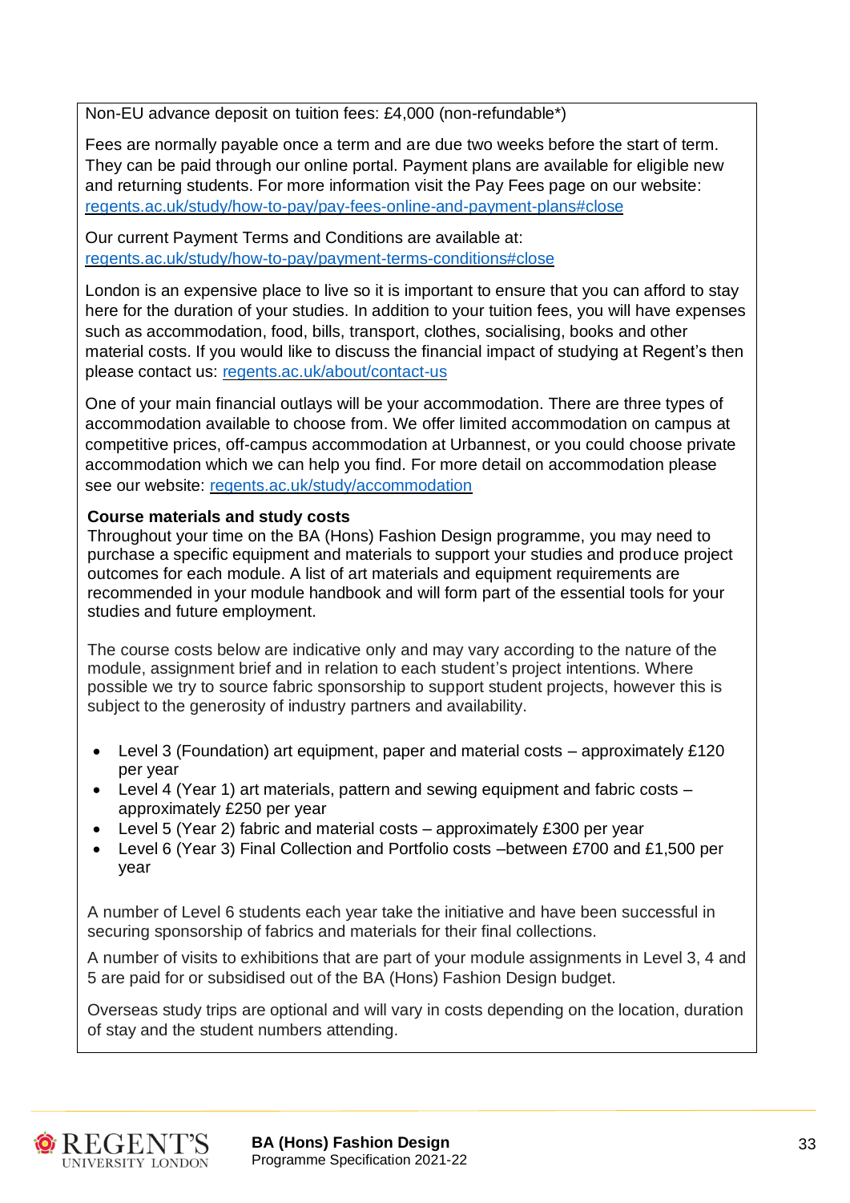Non-EU advance deposit on tuition fees: £4,000 (non-refundable*)

Fees are normally payable once a term and are due two weeks before the start of term. They can be paid through our online portal. Payment plans are available for eligible new and returning students. For more information visit the Pay Fees page on our website: [regents.ac.uk/study/how-to-pay/pay-fees-online-and-payment-plans#close](regents.ac.uk/study/how-to-pay/pay-fees-online-and-payment-plans#close)

Our current Payment Terms and Conditions are available at: [regents.ac.uk/study/how-to-pay/payment-terms-conditions#close](regents.ac.uk/study/how-to-pay/payment-terms-conditions#close)

London is an expensive place to live so it is important to ensure that you can afford to stay here for the duration of your studies. In addition to your tuition fees, you will have expenses such as accommodation, food, bills, transport, clothes, socialising, books and other material costs. If you would like to discuss the financial impact of studying at Regent's then please contact us: [regents.ac.uk/about/contact-us](regents.ac.uk/about/contact-us)

One of your main financial outlays will be your accommodation. There are three types of accommodation available to choose from. We offer limited accommodation on campus at competitive prices, off-campus accommodation at Urbannest, or you could choose private accommodation which we can help you find. For more detail on accommodation please see our website: [regents.ac.uk/study/accommodation](regents.ac.uk/study/accommodation)

**Course materials and study costs**

Throughout your time on the BA (Hons) Fashion Design programme, you may need to purchase a specific equipment and materials to support your studies and produce project outcomes for each module. A list of art materials and equipment requirements are recommended in your module handbook and will form part of the essential tools for your studies and future employment.

The course costs below are indicative only and may vary according to the nature of the module, assignment brief and in relation to each student's project intentions. Where possible we try to source fabric sponsorship to support student projects, however this is subject to the generosity of industry partners and availability.

- Level 3 (Foundation) art equipment, paper and material costs – approximately £120 per year
- Level 4 (Year 1) art materials, pattern and sewing equipment and fabric costs – approximately £250 per year
- Level 5 (Year 2) fabric and material costs – approximately £300 per year
- Level 6 (Year 3) Final Collection and Portfolio costs –between £700 and £1,500 per year

A number of Level 6 students each year take the initiative and have been successful in securing sponsorship of fabrics and materials for their final collections.

A number of visits to exhibitions that are part of your module assignments in Level 3, 4 and 5 are paid for or subsidised out of the BA (Hons) Fashion Design budget.

Overseas study trips are optional and will vary in costs depending on the location, duration of stay and the student numbers attending.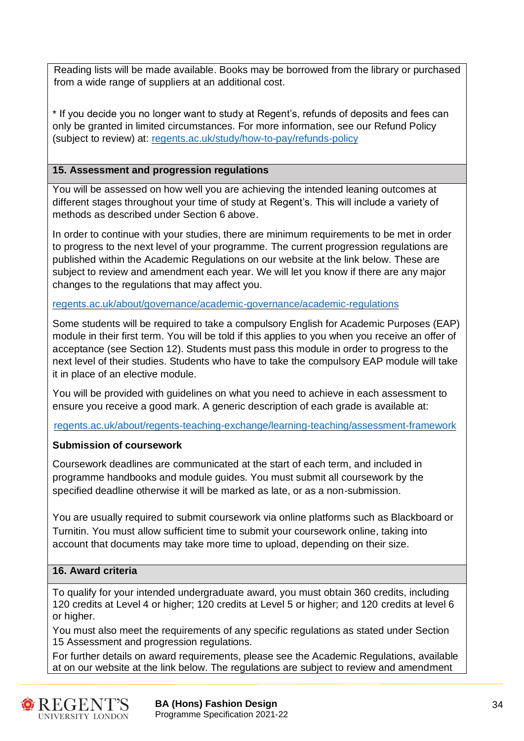Reading lists will be made available. Books may be borrowed from the library or purchased from a wide range of suppliers at an additional cost.

* If you decide you no longer want to study at Regent's, refunds of deposits and fees can only be granted in limited circumstances. For more information, see our Refund Policy (subject to review) at: regents.ac.uk/study/how-to-pay/refunds-policy

## 15. Assessment and progression regulations

You will be assessed on how well you are achieving the intended leaning outcomes at different stages throughout your time of study at Regent's. This will include a variety of methods as described under Section 6 above.

In order to continue with your studies, there are minimum requirements to be met in order to progress to the next level of your programme. The current progression regulations are published within the Academic Regulations on our website at the link below. These are subject to review and amendment each year. We will let you know if there are any major changes to the regulations that may affect you.

regents.ac.uk/about/governance/academic-governance/academic-regulations

Some students will be required to take a compulsory English for Academic Purposes (EAP) module in their first term. You will be told if this applies to you when you receive an offer of acceptance (see Section 12). Students must pass this module in order to progress to the next level of their studies. Students who have to take the compulsory EAP module will take it in place of an elective module.

You will be provided with guidelines on what you need to achieve in each assessment to ensure you receive a good mark. A generic description of each grade is available at:

regents.ac.uk/about/regents-teaching-exchange/learning-teaching/assessment-framework

**Submission of coursework**

Coursework deadlines are communicated at the start of each term, and included in programme handbooks and module guides. You must submit all coursework by the specified deadline otherwise it will be marked as late, or as a non-submission.

You are usually required to submit coursework via online platforms such as Blackboard or Turnitin. You must allow sufficient time to submit your coursework online, taking into account that documents may take more time to upload, depending on their size.

## 16. Award criteria

To qualify for your intended undergraduate award, you must obtain 360 credits, including 120 credits at Level 4 or higher; 120 credits at Level 5 or higher; and 120 credits at level 6 or higher.

You must also meet the requirements of any specific regulations as stated under Section 15 Assessment and progression regulations.

For further details on award requirements, please see the Academic Regulations, available at on our website at the link below. The regulations are subject to review and amendment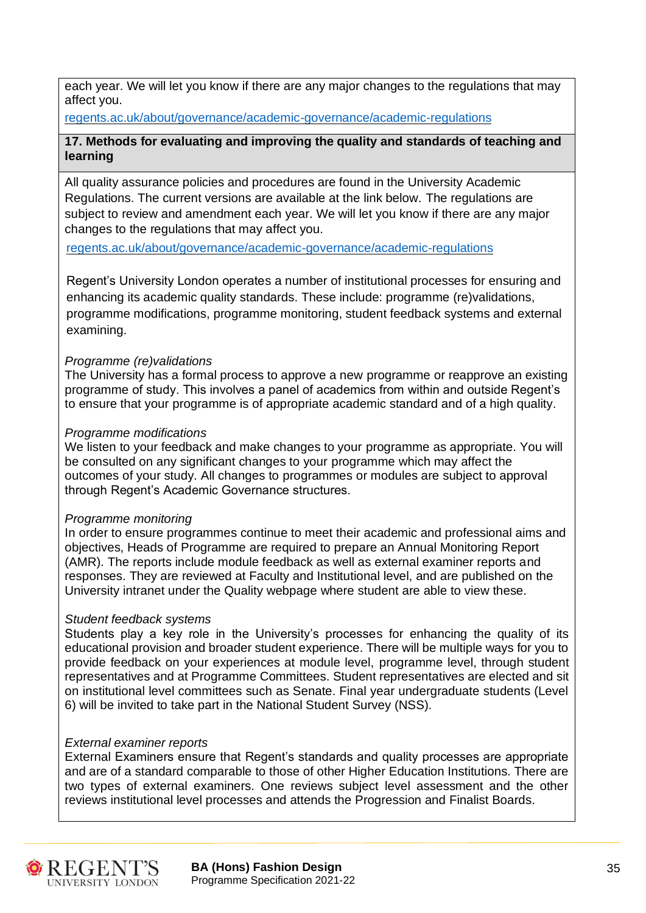each year. We will let you know if there are any major changes to the regulations that may affect you.

regents.ac.uk/about/governance/academic-governance/academic-regulations

**17. Methods for evaluating and improving the quality and standards of teaching and learning**

All quality assurance policies and procedures are found in the University Academic Regulations. The current versions are available at the link below. The regulations are subject to review and amendment each year. We will let you know if there are any major changes to the regulations that may affect you.

regents.ac.uk/about/governance/academic-governance/academic-regulations

Regent's University London operates a number of institutional processes for ensuring and enhancing its academic quality standards. These include: programme (re)validations, programme modifications, programme monitoring, student feedback systems and external examining.

*Programme (re)validations*
The University has a formal process to approve a new programme or reapprove an existing programme of study. This involves a panel of academics from within and outside Regent's to ensure that your programme is of appropriate academic standard and of a high quality.

*Programme modifications*
We listen to your feedback and make changes to your programme as appropriate. You will be consulted on any significant changes to your programme which may affect the outcomes of your study. All changes to programmes or modules are subject to approval through Regent's Academic Governance structures.

*Programme monitoring*
In order to ensure programmes continue to meet their academic and professional aims and objectives, Heads of Programme are required to prepare an Annual Monitoring Report (AMR). The reports include module feedback as well as external examiner reports and responses. They are reviewed at Faculty and Institutional level, and are published on the University intranet under the Quality webpage where student are able to view these.

*Student feedback systems*
Students play a key role in the University's processes for enhancing the quality of its educational provision and broader student experience. There will be multiple ways for you to provide feedback on your experiences at module level, programme level, through student representatives and at Programme Committees. Student representatives are elected and sit on institutional level committees such as Senate. Final year undergraduate students (Level 6) will be invited to take part in the National Student Survey (NSS).

*External examiner reports*
External Examiners ensure that Regent's standards and quality processes are appropriate and are of a standard comparable to those of other Higher Education Institutions. There are two types of external examiners. One reviews subject level assessment and the other reviews institutional level processes and attends the Progression and Finalist Boards.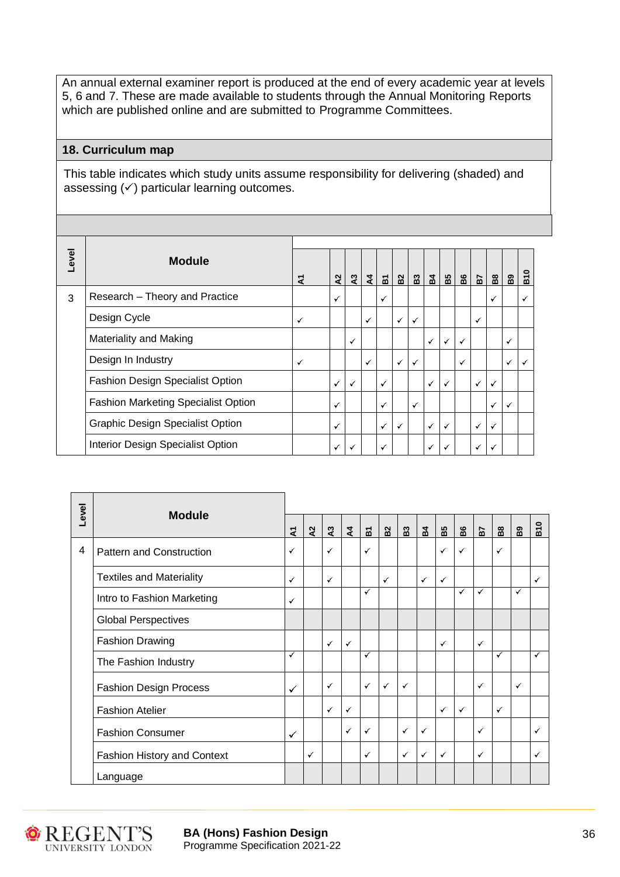An annual external examiner report is produced at the end of every academic year at levels 5, 6 and 7. These are made available to students through the Annual Monitoring Reports which are published online and are submitted to Programme Committees.

## 18. Curriculum map

This table indicates which study units assume responsibility for delivering (shaded) and assessing (✓) particular learning outcomes.

| Level | Module | A1 | A2 | A3 | A4 | B1 | B2 | B3 | B4 | B5 | B6 | B7 | B8 | B9 | B10 |
|---|---|---|---|---|---|---|---|---|---|---|---|---|---|---|---|
| 3 | Research – Theory and Practice | | ✓ | | | ✓ | | | | | | | ✓ | | ✓ |
| | Design Cycle | ✓ | | | ✓ | | ✓ | ✓ | | | | ✓ | | | |
| | Materiality and Making | | | ✓ | | | | | ✓ | ✓ | ✓ | | | ✓ | |
| | Design In Industry | ✓ | | | ✓ | | ✓ | ✓ | | | ✓ | | | ✓ | ✓ |
| | Fashion Design Specialist Option | | ✓ | ✓ | | ✓ | | | ✓ | ✓ | | ✓ | ✓ | | |
| | Fashion Marketing Specialist Option | | ✓ | | | ✓ | | ✓ | | | | | ✓ | ✓ | |
| | Graphic Design Specialist Option | | ✓ | | | ✓ | ✓ | | ✓ | ✓ | | ✓ | ✓ | | |
| | Interior Design Specialist Option | | ✓ | ✓ | | ✓ | | | ✓ | ✓ | | ✓ | ✓ | | |

| Level | Module | A1 | A2 | A3 | A4 | B1 | B2 | B3 | B4 | B5 | B6 | B7 | B8 | B9 | B10 |
|---|---|---|---|---|---|---|---|---|---|---|---|---|---|---|---|
| 4 | Pattern and Construction | ✓ | | ✓ | | ✓ | | | | ✓ | ✓ | | ✓ | | |
| | Textiles and Materiality | ✓ | | ✓ | | | ✓ | | ✓ | ✓ | | | | | ✓ |
| | Intro to Fashion Marketing | ✓ | | | | ✓ | | | | | ✓ | ✓ | | ✓ | |
| | Global Perspectives | | | | | | | | | | | | | | |
| | Fashion Drawing | | | ✓ | ✓ | | | | | ✓ | | ✓ | | | |
| | The Fashion Industry | ✓ | | | | ✓ | | | | | | | ✓ | | ✓ |
| | Fashion Design Process | ✓ | | ✓ | | ✓ | ✓ | ✓ | | | | ✓ | | ✓ | |
| | Fashion Atelier | | | ✓ | ✓ | | | | | ✓ | ✓ | | ✓ | | |
| | Fashion Consumer | ✓ | | | ✓ | ✓ | | ✓ | ✓ | | | ✓ | | | ✓ |
| | Fashion History and Context | | ✓ | | | ✓ | | ✓ | ✓ | ✓ | | ✓ | | | ✓ |
| | Language | | | | | | | | | | | | | | |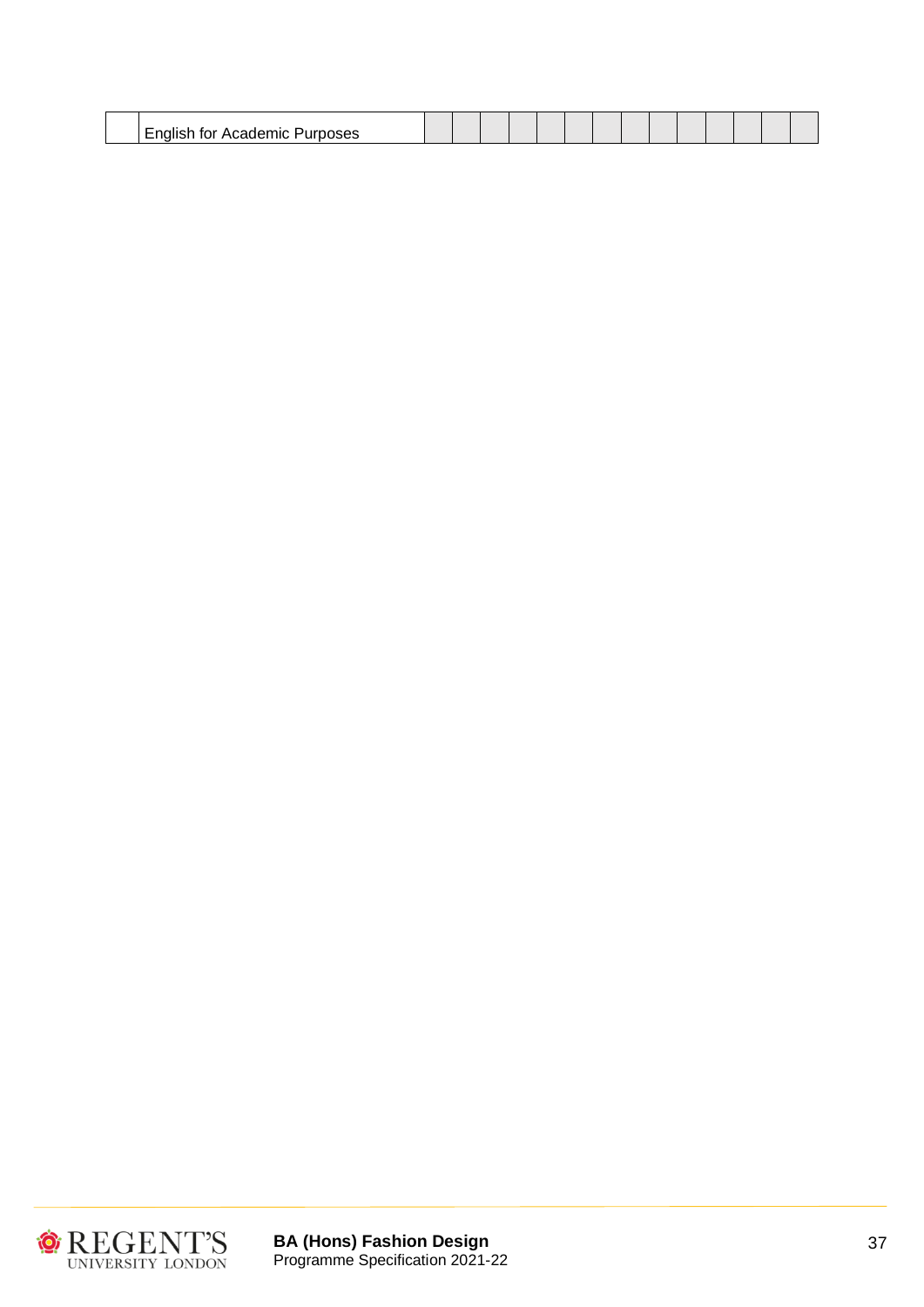| | English for Academic Purposes | | | | | | | | | | | | | | |
|---|---|---|---|---|---|---|---|---|---|---|---|---|---|---|---|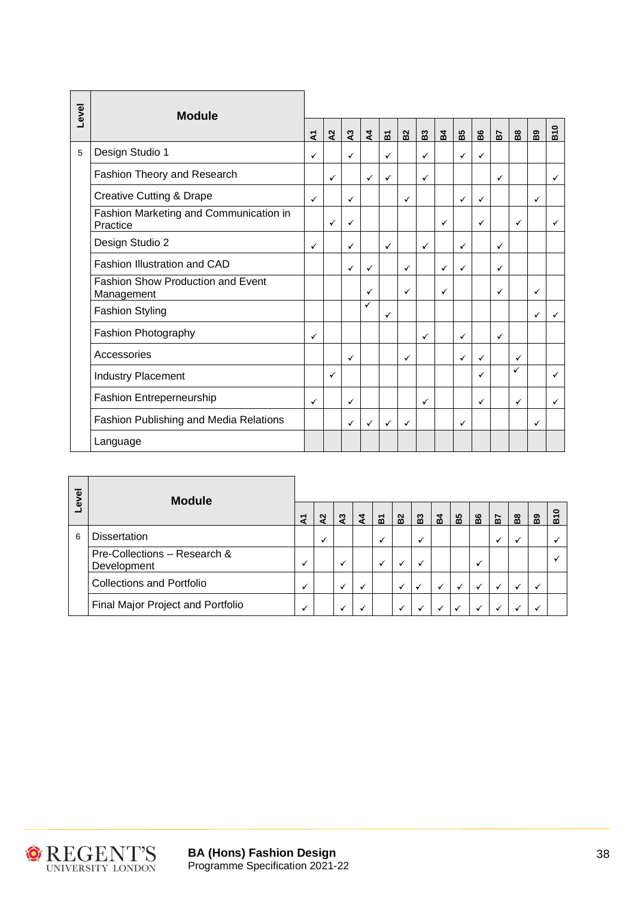| Level | Module | A1 | A2 | A3 | A4 | B1 | B2 | B3 | B4 | B5 | B6 | B7 | B8 | B9 | B10 |
|---|---|---|---|---|---|---|---|---|---|---|---|---|---|---|---|
| 5 | Design Studio 1 | ✓ | | ✓ | | ✓ | | ✓ | | ✓ | ✓ | | | | |
| | Fashion Theory and Research | | ✓ | | ✓ | ✓ | | ✓ | | | | ✓ | | | ✓ |
| | Creative Cutting & Drape | ✓ | | ✓ | | | ✓ | | | ✓ | ✓ | | | ✓ | |
| | Fashion Marketing and Communication in Practice | | ✓ | ✓ | | | | | ✓ | | ✓ | | ✓ | | ✓ |
| | Design Studio 2 | ✓ | | ✓ | | ✓ | | ✓ | | ✓ | | ✓ | | | |
| | Fashion Illustration and CAD | | | ✓ | ✓ | | ✓ | | ✓ | ✓ | | ✓ | | | |
| | Fashion Show Production and Event Management | | | | ✓ | | ✓ | | ✓ | | | ✓ | | ✓ | |
| | Fashion Styling | | | | ✓ | ✓ | | | | | | | | ✓ | ✓ |
| | Fashion Photography | ✓ | | | | | | ✓ | | ✓ | | ✓ | | | |
| | Accessories | | | ✓ | | | ✓ | | | ✓ | ✓ | | ✓ | | |
| | Industry Placement | | ✓ | | | | | | | | ✓ | | ✓ | | ✓ |
| | Fashion Entreperneurship | ✓ | | ✓ | | | | ✓ | | | ✓ | | ✓ | | ✓ |
| | Fashion Publishing and Media Relations | | | ✓ | ✓ | ✓ | ✓ | | | ✓ | | | | ✓ | |
| | Language | | | | | | | | | | | | | | |

| Level | Module | A1 | A2 | A3 | A4 | B1 | B2 | B3 | B4 | B5 | B6 | B7 | B8 | B9 | B10 |
|---|---|---|---|---|---|---|---|---|---|---|---|---|---|---|---|
| 6 | Dissertation | | ✓ | | | ✓ | | ✓ | | | | ✓ | ✓ | | ✓ |
| | Pre-Collections – Research & Development | ✓ | | ✓ | | ✓ | ✓ | ✓ | | | ✓ | | | | ✓ |
| | Collections and Portfolio | ✓ | | ✓ | ✓ | | ✓ | ✓ | ✓ | ✓ | ✓ | ✓ | ✓ | ✓ | |
| | Final Major Project and Portfolio | ✓ | | ✓ | ✓ | | ✓ | ✓ | ✓ | ✓ | ✓ | ✓ | ✓ | ✓ | |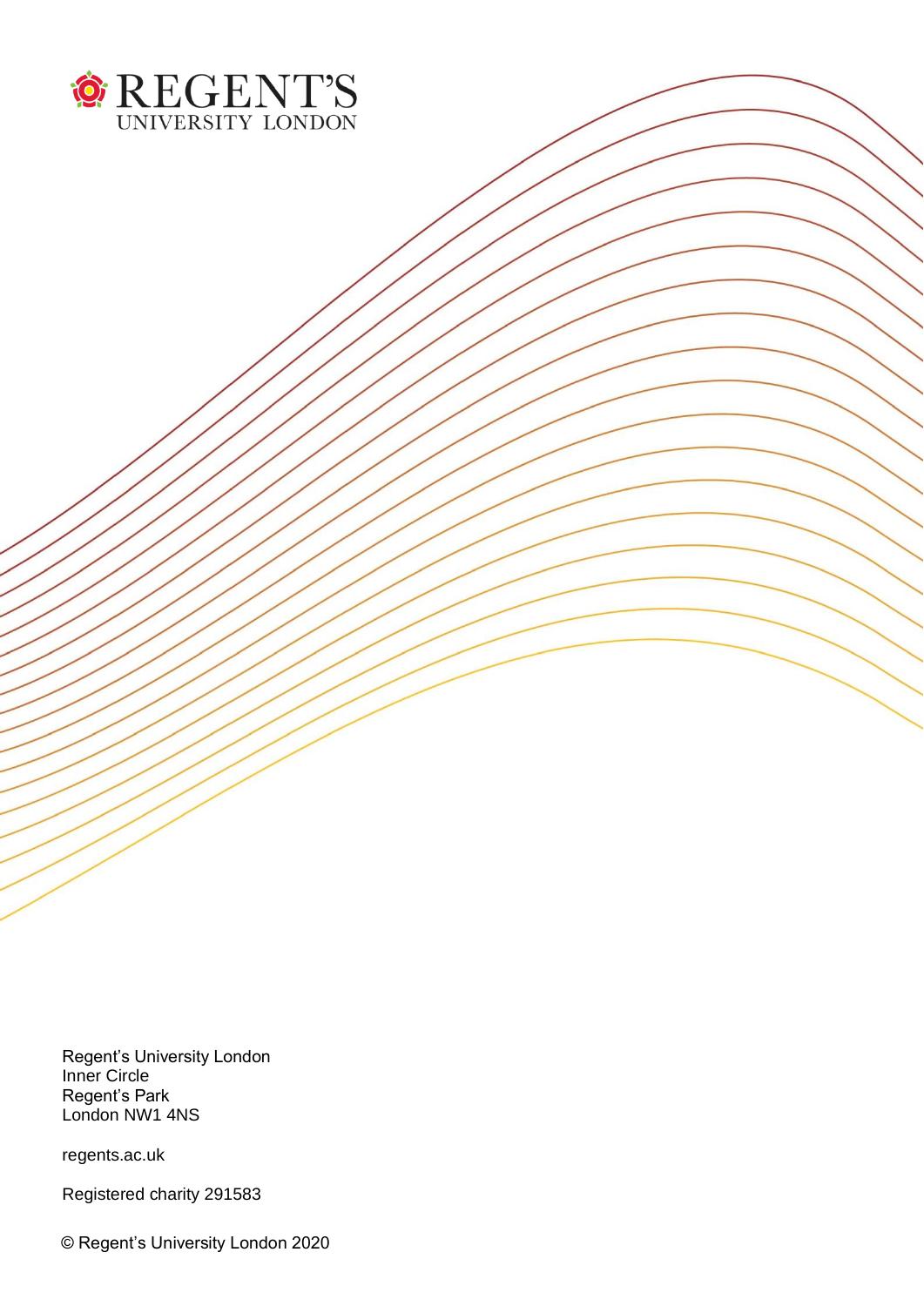REGENT'S
UNIVERSITY LONDON

Regent's University London
Inner Circle
Regent's Park
London NW1 4NS

regents.ac.uk

Registered charity 291583

© Regent's University London 2020